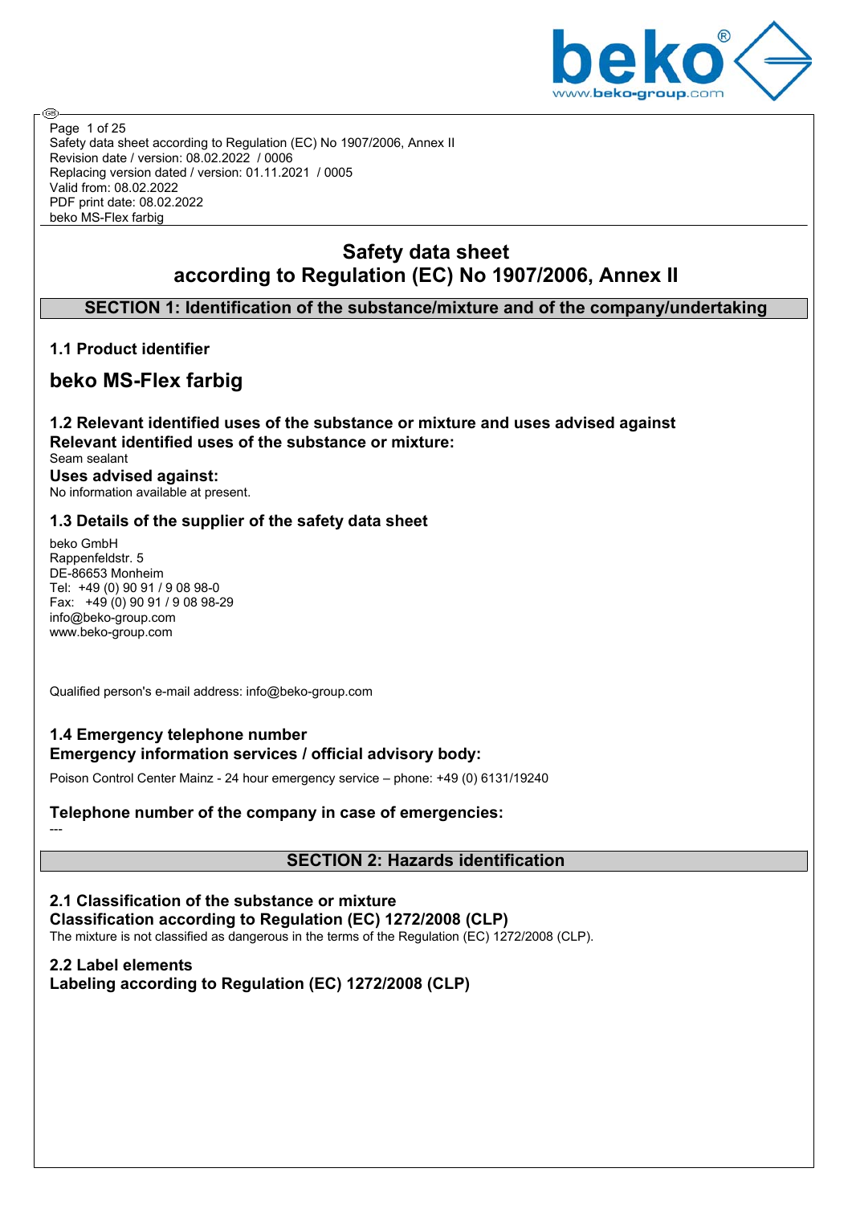Safety data sheet according to Regulation (EC) No 1907/2006, Annex II
Revision date / version: 08.02.2022 / 0006
Replacing version dated / version: 01.11.2021 / 0005
Valid from: 08.02.2022
PDF print date: 08.02.2022
beko MS-Flex farbig

# Safety data sheet according to Regulation (EC) No 1907/2006, Annex II

## SECTION 1: Identification of the substance/mixture and of the company/undertaking

### 1.1 Product identifier

## beko MS-Flex farbig

### 1.2 Relevant identified uses of the substance or mixture and uses advised against

**Relevant identified uses of the substance or mixture:**

Seam sealant

**Uses advised against:**

No information available at present.

### 1.3 Details of the supplier of the safety data sheet

beko GmbH
Rappenfeldstr. 5
DE-86653 Monheim
Tel: +49 (0) 90 91 / 9 08 98-0
Fax: +49 (0) 90 91 / 9 08 98-29
info@beko-group.com
www.beko-group.com

Qualified person's e-mail address: info@beko-group.com

### 1.4 Emergency telephone number

**Emergency information services / official advisory body:**

Poison Control Center Mainz - 24 hour emergency service – phone: +49 (0) 6131/19240

**Telephone number of the company in case of emergencies:**

---

## SECTION 2: Hazards identification

### 2.1 Classification of the substance or mixture

**Classification according to Regulation (EC) 1272/2008 (CLP)**

The mixture is not classified as dangerous in the terms of the Regulation (EC) 1272/2008 (CLP).

### 2.2 Label elements

**Labeling according to Regulation (EC) 1272/2008 (CLP)**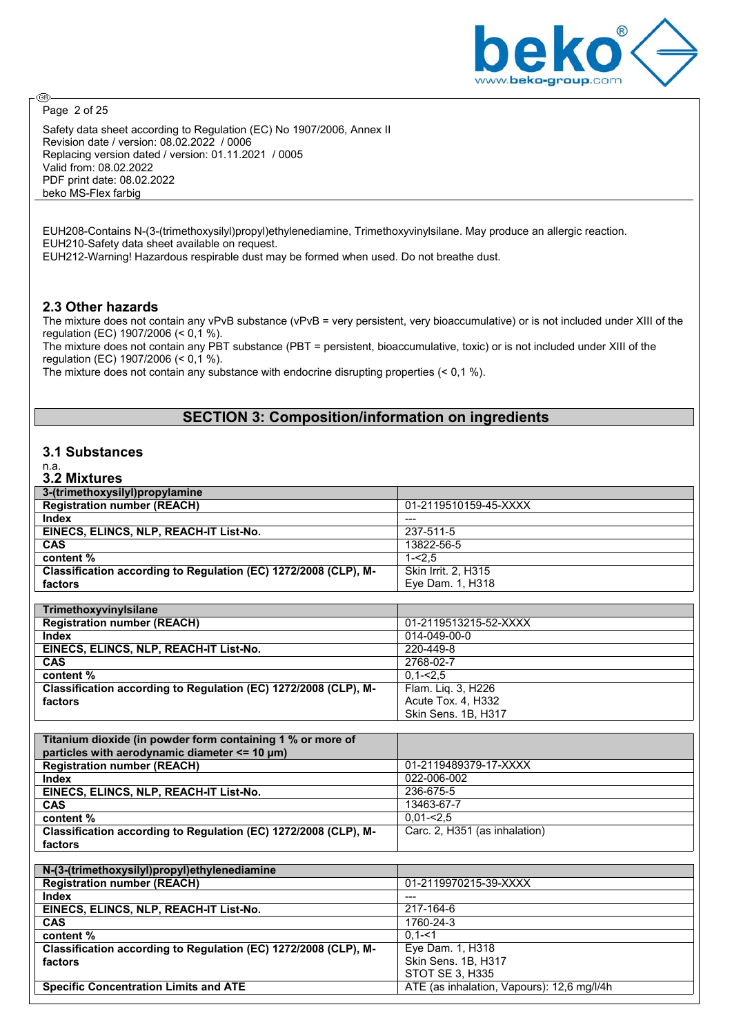Safety data sheet according to Regulation (EC) No 1907/2006, Annex II
Revision date / version: 08.02.2022 / 0006
Replacing version dated / version: 01.11.2021 / 0005
Valid from: 08.02.2022
PDF print date: 08.02.2022
beko MS-Flex farbig

EUH208-Contains N-(3-(trimethoxysilyl)propyl)ethylenediamine, Trimethoxyvinylsilane. May produce an allergic reaction.
EUH210-Safety data sheet available on request.
EUH212-Warning! Hazardous respirable dust may be formed when used. Do not breathe dust.

### 2.3 Other hazards

The mixture does not contain any vPvB substance (vPvB = very persistent, very bioaccumulative) or is not included under XIII of the regulation (EC) 1907/2006 (< 0,1 %).
The mixture does not contain any PBT substance (PBT = persistent, bioaccumulative, toxic) or is not included under XIII of the regulation (EC) 1907/2006 (< 0,1 %).
The mixture does not contain any substance with endocrine disrupting properties (< 0,1 %).

## SECTION 3: Composition/information on ingredients

### 3.1 Substances

n.a.

### 3.2 Mixtures

| **3-(trimethoxysilyl)propylamine** | |
|---|---|
| **Registration number (REACH)** | 01-2119510159-45-XXXX |
| **Index** | --- |
| **EINECS, ELINCS, NLP, REACH-IT List-No.** | 237-511-5 |
| **CAS** | 13822-56-5 |
| **content %** | 1-<2,5 |
| **Classification according to Regulation (EC) 1272/2008 (CLP), M-factors** | Skin Irrit. 2, H315<br>Eye Dam. 1, H318 |

| **Trimethoxyvinylsilane** | |
|---|---|
| **Registration number (REACH)** | 01-2119513215-52-XXXX |
| **Index** | 014-049-00-0 |
| **EINECS, ELINCS, NLP, REACH-IT List-No.** | 220-449-8 |
| **CAS** | 2768-02-7 |
| **content %** | 0,1-<2,5 |
| **Classification according to Regulation (EC) 1272/2008 (CLP), M-factors** | Flam. Liq. 3, H226<br>Acute Tox. 4, H332<br>Skin Sens. 1B, H317 |

| **Titanium dioxide (in powder form containing 1 % or more of particles with aerodynamic diameter <= 10 µm)** | |
|---|---|
| **Registration number (REACH)** | 01-2119489379-17-XXXX |
| **Index** | 022-006-002 |
| **EINECS, ELINCS, NLP, REACH-IT List-No.** | 236-675-5 |
| **CAS** | 13463-67-7 |
| **content %** | 0,01-<2,5 |
| **Classification according to Regulation (EC) 1272/2008 (CLP), M-factors** | Carc. 2, H351 (as inhalation) |

| **N-(3-(trimethoxysilyl)propyl)ethylenediamine** | |
|---|---|
| **Registration number (REACH)** | 01-2119970215-39-XXXX |
| **Index** | --- |
| **EINECS, ELINCS, NLP, REACH-IT List-No.** | 217-164-6 |
| **CAS** | 1760-24-3 |
| **content %** | 0,1-<1 |
| **Classification according to Regulation (EC) 1272/2008 (CLP), M-factors** | Eye Dam. 1, H318<br>Skin Sens. 1B, H317<br>STOT SE 3, H335 |
| **Specific Concentration Limits and ATE** | ATE (as inhalation, Vapours): 12,6 mg/l/4h |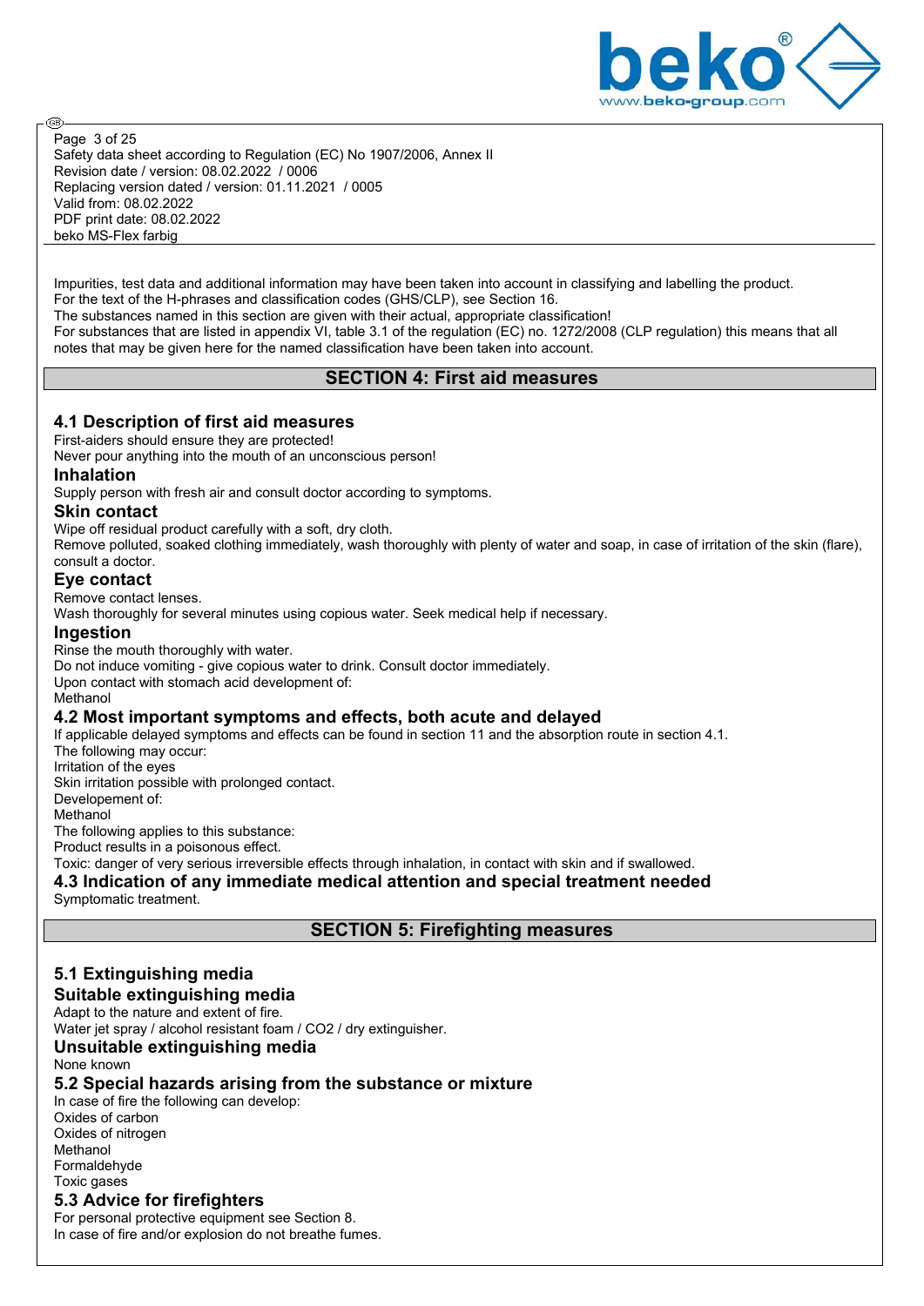Impurities, test data and additional information may have been taken into account in classifying and labelling the product.
For the text of the H-phrases and classification codes (GHS/CLP), see Section 16.
The substances named in this section are given with their actual, appropriate classification!
For substances that are listed in appendix VI, table 3.1 of the regulation (EC) no. 1272/2008 (CLP regulation) this means that all notes that may be given here for the named classification have been taken into account.

## SECTION 4: First aid measures

### 4.1 Description of first aid measures

First-aiders should ensure they are protected!
Never pour anything into the mouth of an unconscious person!

#### Inhalation

Supply person with fresh air and consult doctor according to symptoms.

#### Skin contact

Wipe off residual product carefully with a soft, dry cloth.
Remove polluted, soaked clothing immediately, wash thoroughly with plenty of water and soap, in case of irritation of the skin (flare), consult a doctor.

#### Eye contact

Remove contact lenses.
Wash thoroughly for several minutes using copious water. Seek medical help if necessary.

#### Ingestion

Rinse the mouth thoroughly with water.
Do not induce vomiting - give copious water to drink. Consult doctor immediately.
Upon contact with stomach acid development of:
Methanol

### 4.2 Most important symptoms and effects, both acute and delayed

If applicable delayed symptoms and effects can be found in section 11 and the absorption route in section 4.1.
The following may occur:
Irritation of the eyes
Skin irritation possible with prolonged contact.
Developement of:
Methanol
The following applies to this substance:
Product results in a poisonous effect.
Toxic: danger of very serious irreversible effects through inhalation, in contact with skin and if swallowed.

### 4.3 Indication of any immediate medical attention and special treatment needed

Symptomatic treatment.

## SECTION 5: Firefighting measures

### 5.1 Extinguishing media

#### Suitable extinguishing media

Adapt to the nature and extent of fire.
Water jet spray / alcohol resistant foam / $CO_2$ / dry extinguisher.

#### Unsuitable extinguishing media

None known

### 5.2 Special hazards arising from the substance or mixture

In case of fire the following can develop:
Oxides of carbon
Oxides of nitrogen
Methanol
Formaldehyde
Toxic gases

### 5.3 Advice for firefighters

For personal protective equipment see Section 8.
In case of fire and/or explosion do not breathe fumes.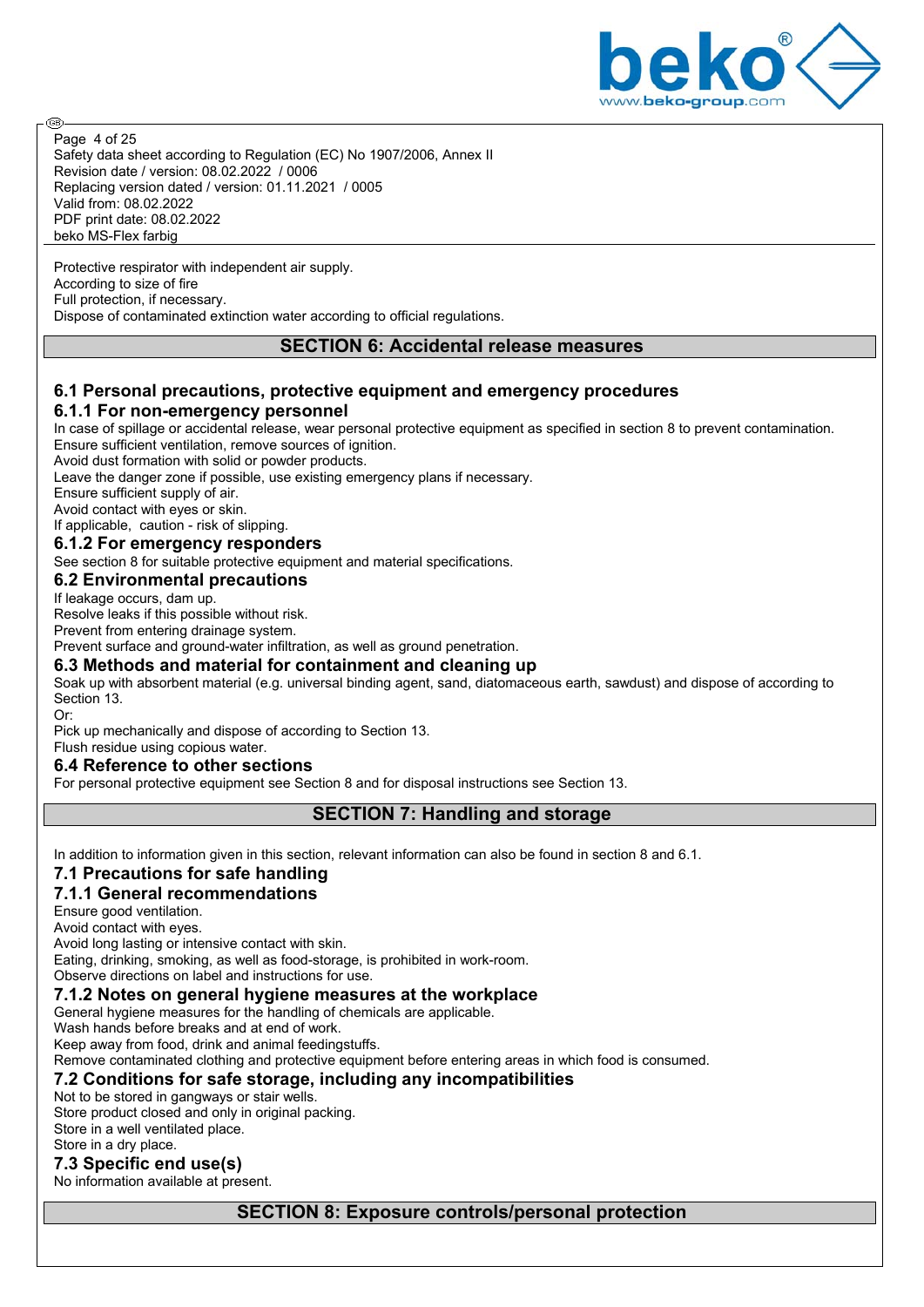Protective respirator with independent air supply.
According to size of fire
Full protection, if necessary.
Dispose of contaminated extinction water according to official regulations.

## SECTION 6: Accidental release measures

### 6.1 Personal precautions, protective equipment and emergency procedures

#### 6.1.1 For non-emergency personnel

In case of spillage or accidental release, wear personal protective equipment as specified in section 8 to prevent contamination.
Ensure sufficient ventilation, remove sources of ignition.
Avoid dust formation with solid or powder products.
Leave the danger zone if possible, use existing emergency plans if necessary.
Ensure sufficient supply of air.
Avoid contact with eyes or skin.
If applicable, caution - risk of slipping.

#### 6.1.2 For emergency responders

See section 8 for suitable protective equipment and material specifications.

### 6.2 Environmental precautions

If leakage occurs, dam up.
Resolve leaks if this possible without risk.
Prevent from entering drainage system.
Prevent surface and ground-water infiltration, as well as ground penetration.

### 6.3 Methods and material for containment and cleaning up

Soak up with absorbent material (e.g. universal binding agent, sand, diatomaceous earth, sawdust) and dispose of according to Section 13.
Or:
Pick up mechanically and dispose of according to Section 13.
Flush residue using copious water.

### 6.4 Reference to other sections

For personal protective equipment see Section 8 and for disposal instructions see Section 13.

## SECTION 7: Handling and storage

In addition to information given in this section, relevant information can also be found in section 8 and 6.1.

### 7.1 Precautions for safe handling

#### 7.1.1 General recommendations

Ensure good ventilation.
Avoid contact with eyes.
Avoid long lasting or intensive contact with skin.
Eating, drinking, smoking, as well as food-storage, is prohibited in work-room.
Observe directions on label and instructions for use.

#### 7.1.2 Notes on general hygiene measures at the workplace

General hygiene measures for the handling of chemicals are applicable.
Wash hands before breaks and at end of work.
Keep away from food, drink and animal feedingstuffs.
Remove contaminated clothing and protective equipment before entering areas in which food is consumed.

### 7.2 Conditions for safe storage, including any incompatibilities

Not to be stored in gangways or stair wells.
Store product closed and only in original packing.
Store in a well ventilated place.
Store in a dry place.

### 7.3 Specific end use(s)

No information available at present.

## SECTION 8: Exposure controls/personal protection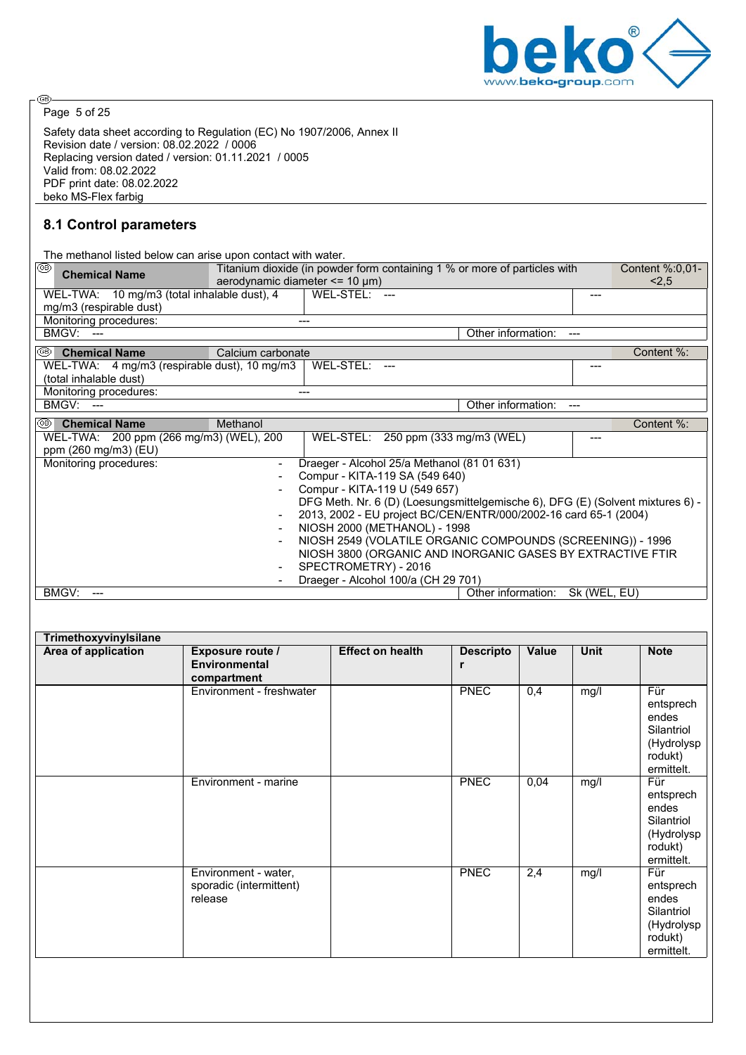Safety data sheet according to Regulation (EC) No 1907/2006, Annex II
Revision date / version: 08.02.2022 / 0006
Replacing version dated / version: 01.11.2021 / 0005
Valid from: 08.02.2022
PDF print date: 08.02.2022
beko MS-Flex farbig

## 8.1 Control parameters

The methanol listed below can arise upon contact with water.

| Chemical Name | Titanium dioxide (in powder form containing 1 % or more of particles with aerodynamic diameter <= 10 µm) | | Content %:0,01-<2,5 |
|---|---|---|---|
| WEL-TWA: 10 mg/m3 (total inhalable dust), 4 mg/m3 (respirable dust) | WEL-STEL: --- | --- | |
| Monitoring procedures: | --- | | |
| BMGV: --- | | Other information: --- | |

| Chemical Name | Calcium carbonate | | Content %: |
|---|---|---|---|
| WEL-TWA: 4 mg/m3 (respirable dust), 10 mg/m3 (total inhalable dust) | WEL-STEL: --- | --- | |
| Monitoring procedures: | --- | | |
| BMGV: --- | | Other information: --- | |

| Chemical Name | Methanol | | Content %: |
|---|---|---|---|
| WEL-TWA: 200 ppm (266 mg/m3) (WEL), 200 ppm (260 mg/m3) (EU) | WEL-STEL: 250 ppm (333 mg/m3 (WEL) | --- | |
| Monitoring procedures: | - Draeger - Alcohol 25/a Methanol (81 01 631)<br>- Compur - KITA-119 SA (549 640)<br>- Compur - KITA-119 U (549 657)<br>DFG Meth. Nr. 6 (D) (Loesungsmittelgemische 6), DFG (E) (Solvent mixtures 6) - 2013, 2002 - EU project BC/CEN/ENTR/000/2002-16 card 65-1 (2004)<br>- NIOSH 2000 (METHANOL) - 1998<br>- NIOSH 2549 (VOLATILE ORGANIC COMPOUNDS (SCREENING)) - 1996<br>NIOSH 3800 (ORGANIC AND INORGANIC GASES BY EXTRACTIVE FTIR<br>- SPECTROMETRY) - 2016<br>- Draeger - Alcohol 100/a (CH 29 701) | | |
| BMGV: --- | | Other information: Sk (WEL, EU) | |

| Trimethoxyvinylsilane | | | | | | |
|---|---|---|---|---|---|---|
| **Area of application** | **Exposure route / Environmental compartment** | **Effect on health** | **Descriptor** | **Value** | **Unit** | **Note** |
| | Environment - freshwater | | PNEC | 0,4 | mg/l | Für entsprechendes Silantriol (Hydrolysprodukt) ermittelt. |
| | Environment - marine | | PNEC | 0,04 | mg/l | Für entsprechendes Silantriol (Hydrolysprodukt) ermittelt. |
| | Environment - water, sporadic (intermittent) release | | PNEC | 2,4 | mg/l | Für entsprechendes Silantriol (Hydrolysprodukt) ermittelt. |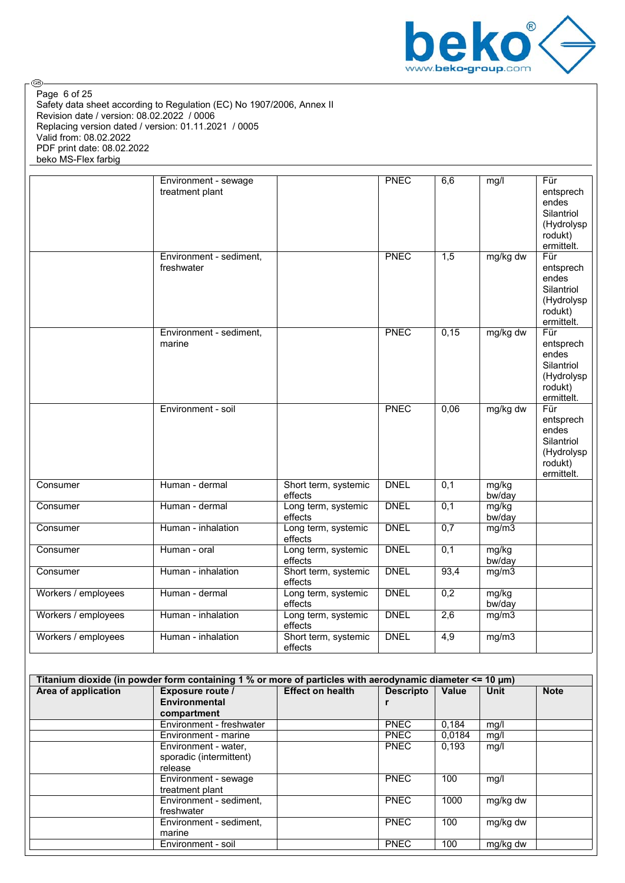Safety data sheet according to Regulation (EC) No 1907/2006, Annex II
Revision date / version: 08.02.2022 / 0006
Replacing version dated / version: 01.11.2021 / 0005
Valid from: 08.02.2022
PDF print date: 08.02.2022
beko MS-Flex farbig

| | | | | | | |
|---|---|---|---|---|---|---|
| | Environment - sewage treatment plant | | PNEC | 6,6 | mg/l | Für entsprechendes Silantriol (Hydrolysprodukt) ermittelt. |
| | Environment - sediment, freshwater | | PNEC | 1,5 | mg/kg dw | Für entsprechendes Silantriol (Hydrolysprodukt) ermittelt. |
| | Environment - sediment, marine | | PNEC | 0,15 | mg/kg dw | Für entsprechendes Silantriol (Hydrolysprodukt) ermittelt. |
| | Environment - soil | | PNEC | 0,06 | mg/kg dw | Für entsprechendes Silantriol (Hydrolysprodukt) ermittelt. |
| Consumer | Human - dermal | Short term, systemic effects | DNEL | 0,1 | mg/kg bw/day | |
| Consumer | Human - dermal | Long term, systemic effects | DNEL | 0,1 | mg/kg bw/day | |
| Consumer | Human - inhalation | Long term, systemic effects | DNEL | 0,7 | mg/m3 | |
| Consumer | Human - oral | Long term, systemic effects | DNEL | 0,1 | mg/kg bw/day | |
| Consumer | Human - inhalation | Short term, systemic effects | DNEL | 93,4 | mg/m3 | |
| Workers / employees | Human - dermal | Long term, systemic effects | DNEL | 0,2 | mg/kg bw/day | |
| Workers / employees | Human - inhalation | Long term, systemic effects | DNEL | 2,6 | mg/m3 | |
| Workers / employees | Human - inhalation | Short term, systemic effects | DNEL | 4,9 | mg/m3 | |

| **Titanium dioxide (in powder form containing 1 % or more of particles with aerodynamic diameter <= 10 µm)** | | | | | | |
|---|---|---|---|---|---|---|
| **Area of application** | **Exposure route / Environmental compartment** | **Effect on health** | **Descriptor** | **Value** | **Unit** | **Note** |
| | Environment - freshwater | | PNEC | 0,184 | mg/l | |
| | Environment - marine | | PNEC | 0,0184 | mg/l | |
| | Environment - water, sporadic (intermittent) release | | PNEC | 0,193 | mg/l | |
| | Environment - sewage treatment plant | | PNEC | 100 | mg/l | |
| | Environment - sediment, freshwater | | PNEC | 1000 | mg/kg dw | |
| | Environment - sediment, marine | | PNEC | 100 | mg/kg dw | |
| | Environment - soil | | PNEC | 100 | mg/kg dw | |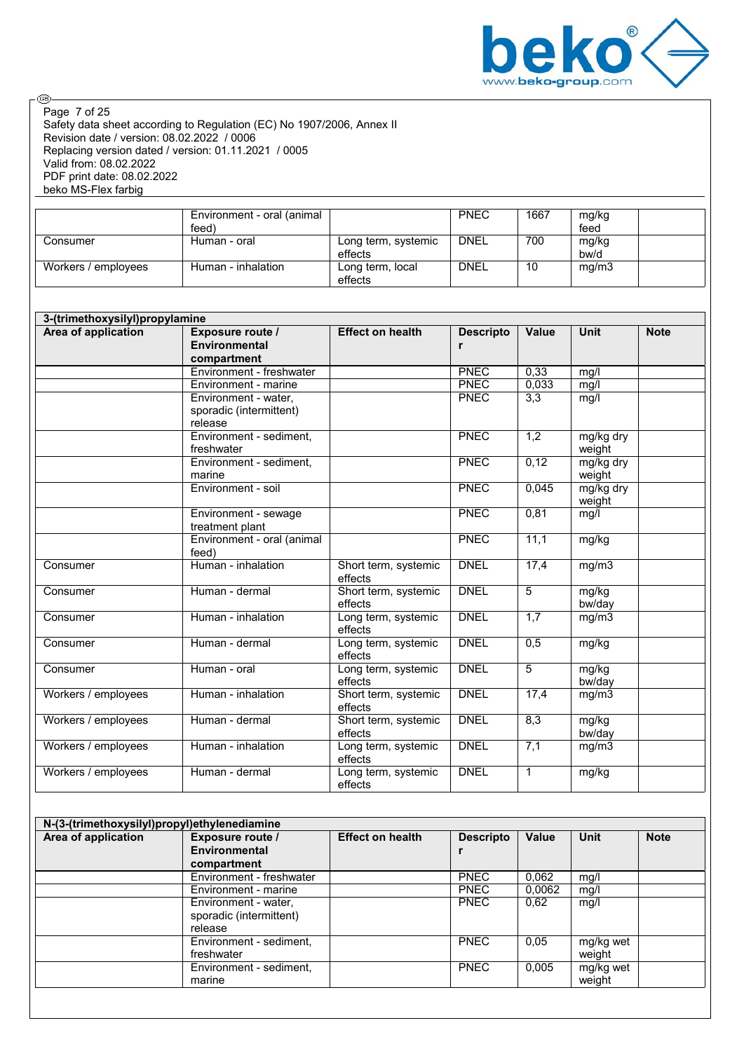| | Environment - oral (animal feed) | | PNEC | 1667 | mg/kg feed | |
|---|---|---|---|---|---|---|
| Consumer | Human - oral | Long term, systemic effects | DNEL | 700 | mg/kg bw/d | |
| Workers / employees | Human - inhalation | Long term, local effects | DNEL | 10 | mg/m3 | |

| **3-(trimethoxysilyl)propylamine** | | | | | | |
|---|---|---|---|---|---|---|
| **Area of application** | **Exposure route / Environmental compartment** | **Effect on health** | **Descriptor** | **Value** | **Unit** | **Note** |
| | Environment - freshwater | | PNEC | 0,33 | mg/l | |
| | Environment - marine | | PNEC | 0,033 | mg/l | |
| | Environment - water, sporadic (intermittent) release | | PNEC | 3,3 | mg/l | |
| | Environment - sediment, freshwater | | PNEC | 1,2 | mg/kg dry weight | |
| | Environment - sediment, marine | | PNEC | 0,12 | mg/kg dry weight | |
| | Environment - soil | | PNEC | 0,045 | mg/kg dry weight | |
| | Environment - sewage treatment plant | | PNEC | 0,81 | mg/l | |
| | Environment - oral (animal feed) | | PNEC | 11,1 | mg/kg | |
| Consumer | Human - inhalation | Short term, systemic effects | DNEL | 17,4 | mg/m3 | |
| Consumer | Human - dermal | Short term, systemic effects | DNEL | 5 | mg/kg bw/day | |
| Consumer | Human - inhalation | Long term, systemic effects | DNEL | 1,7 | mg/m3 | |
| Consumer | Human - dermal | Long term, systemic effects | DNEL | 0,5 | mg/kg | |
| Consumer | Human - oral | Long term, systemic effects | DNEL | 5 | mg/kg bw/day | |
| Workers / employees | Human - inhalation | Short term, systemic effects | DNEL | 17,4 | mg/m3 | |
| Workers / employees | Human - dermal | Short term, systemic effects | DNEL | 8,3 | mg/kg bw/day | |
| Workers / employees | Human - inhalation | Long term, systemic effects | DNEL | 7,1 | mg/m3 | |
| Workers / employees | Human - dermal | Long term, systemic effects | DNEL | 1 | mg/kg | |

| **N-(3-(trimethoxysilyl)propyl)ethylenediamine** | | | | | | |
|---|---|---|---|---|---|---|
| **Area of application** | **Exposure route / Environmental compartment** | **Effect on health** | **Descriptor** | **Value** | **Unit** | **Note** |
| | Environment - freshwater | | PNEC | 0,062 | mg/l | |
| | Environment - marine | | PNEC | 0,0062 | mg/l | |
| | Environment - water, sporadic (intermittent) release | | PNEC | 0,62 | mg/l | |
| | Environment - sediment, freshwater | | PNEC | 0,05 | mg/kg wet weight | |
| | Environment - sediment, marine | | PNEC | 0,005 | mg/kg wet weight | |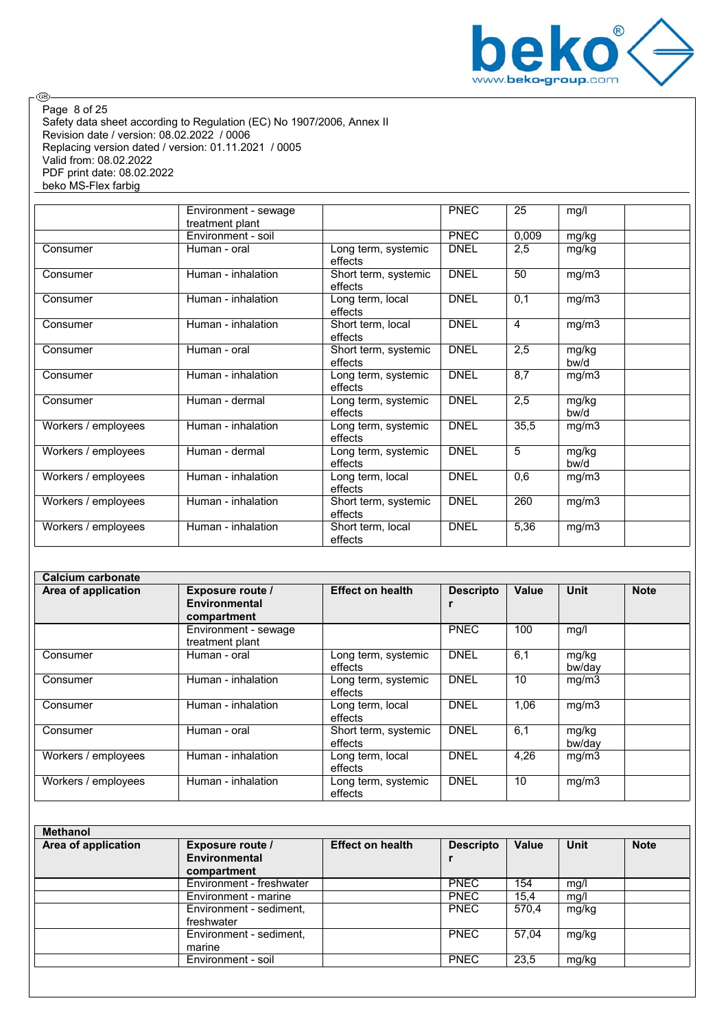| | | | | | | |
|---|---|---|---|---|---|---|
| | Environment - sewage treatment plant | | PNEC | 25 | mg/l | |
| | Environment - soil | | PNEC | 0,009 | mg/kg | |
| Consumer | Human - oral | Long term, systemic effects | DNEL | 2,5 | mg/kg | |
| Consumer | Human - inhalation | Short term, systemic effects | DNEL | 50 | mg/m3 | |
| Consumer | Human - inhalation | Long term, local effects | DNEL | 0,1 | mg/m3 | |
| Consumer | Human - inhalation | Short term, local effects | DNEL | 4 | mg/m3 | |
| Consumer | Human - oral | Short term, systemic effects | DNEL | 2,5 | mg/kg bw/d | |
| Consumer | Human - inhalation | Long term, systemic effects | DNEL | 8,7 | mg/m3 | |
| Consumer | Human - dermal | Long term, systemic effects | DNEL | 2,5 | mg/kg bw/d | |
| Workers / employees | Human - inhalation | Long term, systemic effects | DNEL | 35,5 | mg/m3 | |
| Workers / employees | Human - dermal | Long term, systemic effects | DNEL | 5 | mg/kg bw/d | |
| Workers / employees | Human - inhalation | Long term, local effects | DNEL | 0,6 | mg/m3 | |
| Workers / employees | Human - inhalation | Short term, systemic effects | DNEL | 260 | mg/m3 | |
| Workers / employees | Human - inhalation | Short term, local effects | DNEL | 5,36 | mg/m3 | |

| **Calcium carbonate** | | | | | | |
|---|---|---|---|---|---|---|
| **Area of application** | **Exposure route / Environmental compartment** | **Effect on health** | **Descriptor** | **Value** | **Unit** | **Note** |
| | Environment - sewage treatment plant | | PNEC | 100 | mg/l | |
| Consumer | Human - oral | Long term, systemic effects | DNEL | 6,1 | mg/kg bw/day | |
| Consumer | Human - inhalation | Long term, systemic effects | DNEL | 10 | mg/m3 | |
| Consumer | Human - inhalation | Long term, local effects | DNEL | 1,06 | mg/m3 | |
| Consumer | Human - oral | Short term, systemic effects | DNEL | 6,1 | mg/kg bw/day | |
| Workers / employees | Human - inhalation | Long term, local effects | DNEL | 4,26 | mg/m3 | |
| Workers / employees | Human - inhalation | Long term, systemic effects | DNEL | 10 | mg/m3 | |

| **Methanol** | | | | | | |
|---|---|---|---|---|---|---|
| **Area of application** | **Exposure route / Environmental compartment** | **Effect on health** | **Descriptor** | **Value** | **Unit** | **Note** |
| | Environment - freshwater | | PNEC | 154 | mg/l | |
| | Environment - marine | | PNEC | 15,4 | mg/l | |
| | Environment - sediment, freshwater | | PNEC | 570,4 | mg/kg | |
| | Environment - sediment, marine | | PNEC | 57,04 | mg/kg | |
| | Environment - soil | | PNEC | 23,5 | mg/kg | |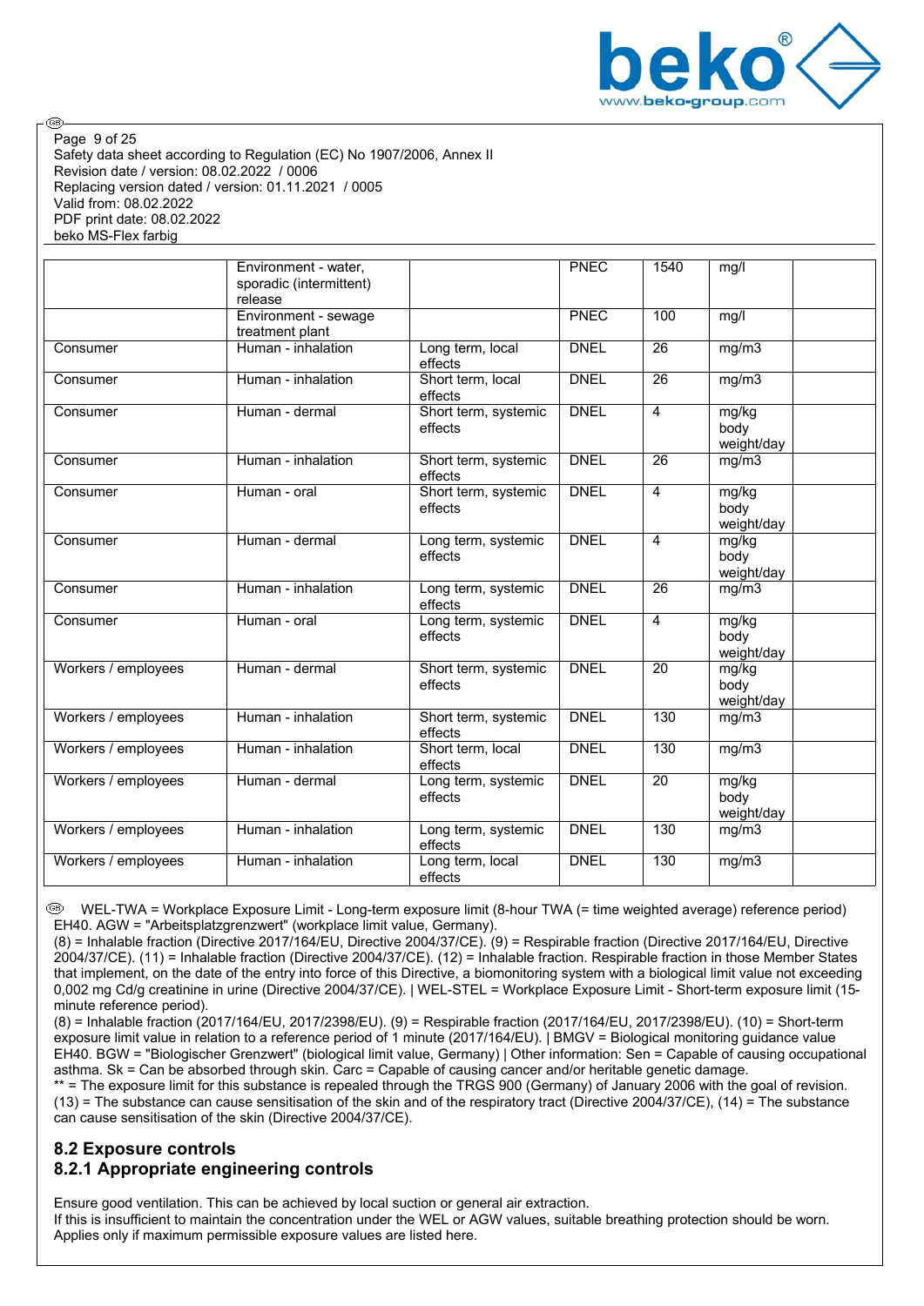| | | | | | | |
|---|---|---|---|---|---|---|
| | Environment - water, sporadic (intermittent) release | | PNEC | 1540 | mg/l | |
| | Environment - sewage treatment plant | | PNEC | 100 | mg/l | |
| Consumer | Human - inhalation | Long term, local effects | DNEL | 26 | mg/m3 | |
| Consumer | Human - inhalation | Short term, local effects | DNEL | 26 | mg/m3 | |
| Consumer | Human - dermal | Short term, systemic effects | DNEL | 4 | mg/kg body weight/day | |
| Consumer | Human - inhalation | Short term, systemic effects | DNEL | 26 | mg/m3 | |
| Consumer | Human - oral | Short term, systemic effects | DNEL | 4 | mg/kg body weight/day | |
| Consumer | Human - dermal | Long term, systemic effects | DNEL | 4 | mg/kg body weight/day | |
| Consumer | Human - inhalation | Long term, systemic effects | DNEL | 26 | mg/m3 | |
| Consumer | Human - oral | Long term, systemic effects | DNEL | 4 | mg/kg body weight/day | |
| Workers / employees | Human - dermal | Short term, systemic effects | DNEL | 20 | mg/kg body weight/day | |
| Workers / employees | Human - inhalation | Short term, systemic effects | DNEL | 130 | mg/m3 | |
| Workers / employees | Human - inhalation | Short term, local effects | DNEL | 130 | mg/m3 | |
| Workers / employees | Human - dermal | Long term, systemic effects | DNEL | 20 | mg/kg body weight/day | |
| Workers / employees | Human - inhalation | Long term, systemic effects | DNEL | 130 | mg/m3 | |
| Workers / employees | Human - inhalation | Long term, local effects | DNEL | 130 | mg/m3 | |

WEL-TWA = Workplace Exposure Limit - Long-term exposure limit (8-hour TWA (= time weighted average) reference period) EH40. AGW = "Arbeitsplatzgrenzwert" (workplace limit value, Germany).
(8) = Inhalable fraction (Directive 2017/164/EU, Directive 2004/37/CE). (9) = Respirable fraction (Directive 2017/164/EU, Directive 2004/37/CE). (11) = Inhalable fraction (Directive 2004/37/CE). (12) = Inhalable fraction. Respirable fraction in those Member States that implement, on the date of the entry into force of this Directive, a biomonitoring system with a biological limit value not exceeding 0,002 mg Cd/g creatinine in urine (Directive 2004/37/CE). | WEL-STEL = Workplace Exposure Limit - Short-term exposure limit (15-minute reference period).
(8) = Inhalable fraction (2017/164/EU, 2017/2398/EU). (9) = Respirable fraction (2017/164/EU, 2017/2398/EU). (10) = Short-term exposure limit value in relation to a reference period of 1 minute (2017/164/EU). | BMGV = Biological monitoring guidance value EH40. BGW = "Biologischer Grenzwert" (biological limit value, Germany) | Other information: Sen = Capable of causing occupational asthma. Sk = Can be absorbed through skin. Carc = Capable of causing cancer and/or heritable genetic damage.
** = The exposure limit for this substance is repealed through the TRGS 900 (Germany) of January 2006 with the goal of revision. (13) = The substance can cause sensitisation of the skin and of the respiratory tract (Directive 2004/37/CE), (14) = The substance can cause sensitisation of the skin (Directive 2004/37/CE).

## 8.2 Exposure controls

### 8.2.1 Appropriate engineering controls

Ensure good ventilation. This can be achieved by local suction or general air extraction.
If this is insufficient to maintain the concentration under the WEL or AGW values, suitable breathing protection should be worn.
Applies only if maximum permissible exposure values are listed here.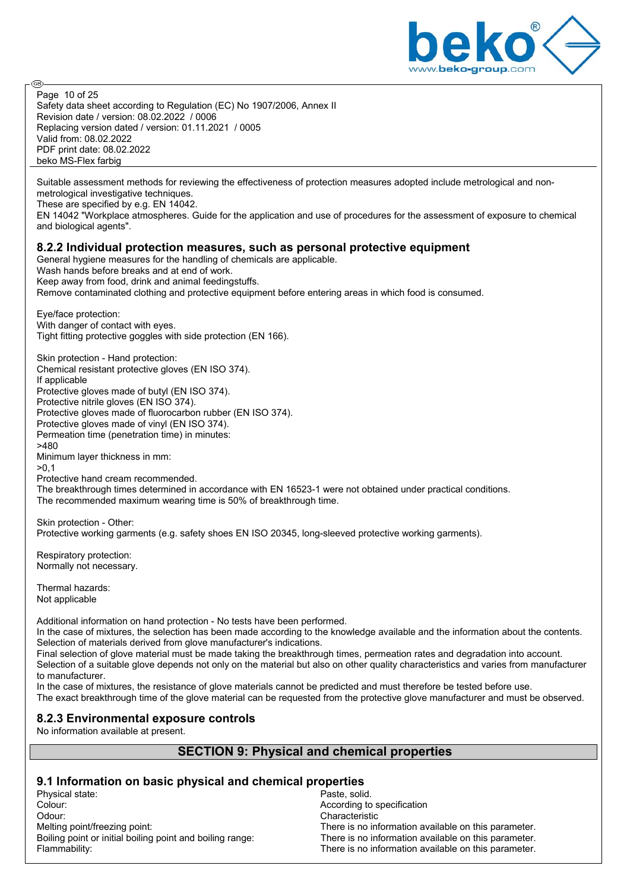Suitable assessment methods for reviewing the effectiveness of protection measures adopted include metrological and non-metrological investigative techniques.
These are specified by e.g. EN 14042.
EN 14042 "Workplace atmospheres. Guide for the application and use of procedures for the assessment of exposure to chemical and biological agents".

### 8.2.2 Individual protection measures, such as personal protective equipment

General hygiene measures for the handling of chemicals are applicable.
Wash hands before breaks and at end of work.
Keep away from food, drink and animal feedingstuffs.
Remove contaminated clothing and protective equipment before entering areas in which food is consumed.

Eye/face protection:
With danger of contact with eyes.
Tight fitting protective goggles with side protection (EN 166).

Skin protection - Hand protection:
Chemical resistant protective gloves (EN ISO 374).
If applicable
Protective gloves made of butyl (EN ISO 374).
Protective nitrile gloves (EN ISO 374).
Protective gloves made of fluorocarbon rubber (EN ISO 374).
Protective gloves made of vinyl (EN ISO 374).
Permeation time (penetration time) in minutes:
>480
Minimum layer thickness in mm:
>0,1
Protective hand cream recommended.
The breakthrough times determined in accordance with EN 16523-1 were not obtained under practical conditions.
The recommended maximum wearing time is 50% of breakthrough time.

Skin protection - Other:
Protective working garments (e.g. safety shoes EN ISO 20345, long-sleeved protective working garments).

Respiratory protection:
Normally not necessary.

Thermal hazards:
Not applicable

Additional information on hand protection - No tests have been performed.
In the case of mixtures, the selection has been made according to the knowledge available and the information about the contents.
Selection of materials derived from glove manufacturer's indications.
Final selection of glove material must be made taking the breakthrough times, permeation rates and degradation into account.
Selection of a suitable glove depends not only on the material but also on other quality characteristics and varies from manufacturer to manufacturer.
In the case of mixtures, the resistance of glove materials cannot be predicted and must therefore be tested before use.
The exact breakthrough time of the glove material can be requested from the protective glove manufacturer and must be observed.

### 8.2.3 Environmental exposure controls

No information available at present.

## SECTION 9: Physical and chemical properties

### 9.1 Information on basic physical and chemical properties

| | |
|---|---|
| Physical state: | Paste, solid. |
| Colour: | According to specification |
| Odour: | Characteristic |
| Melting point/freezing point: | There is no information available on this parameter. |
| Boiling point or initial boiling point and boiling range: | There is no information available on this parameter. |
| Flammability: | There is no information available on this parameter. |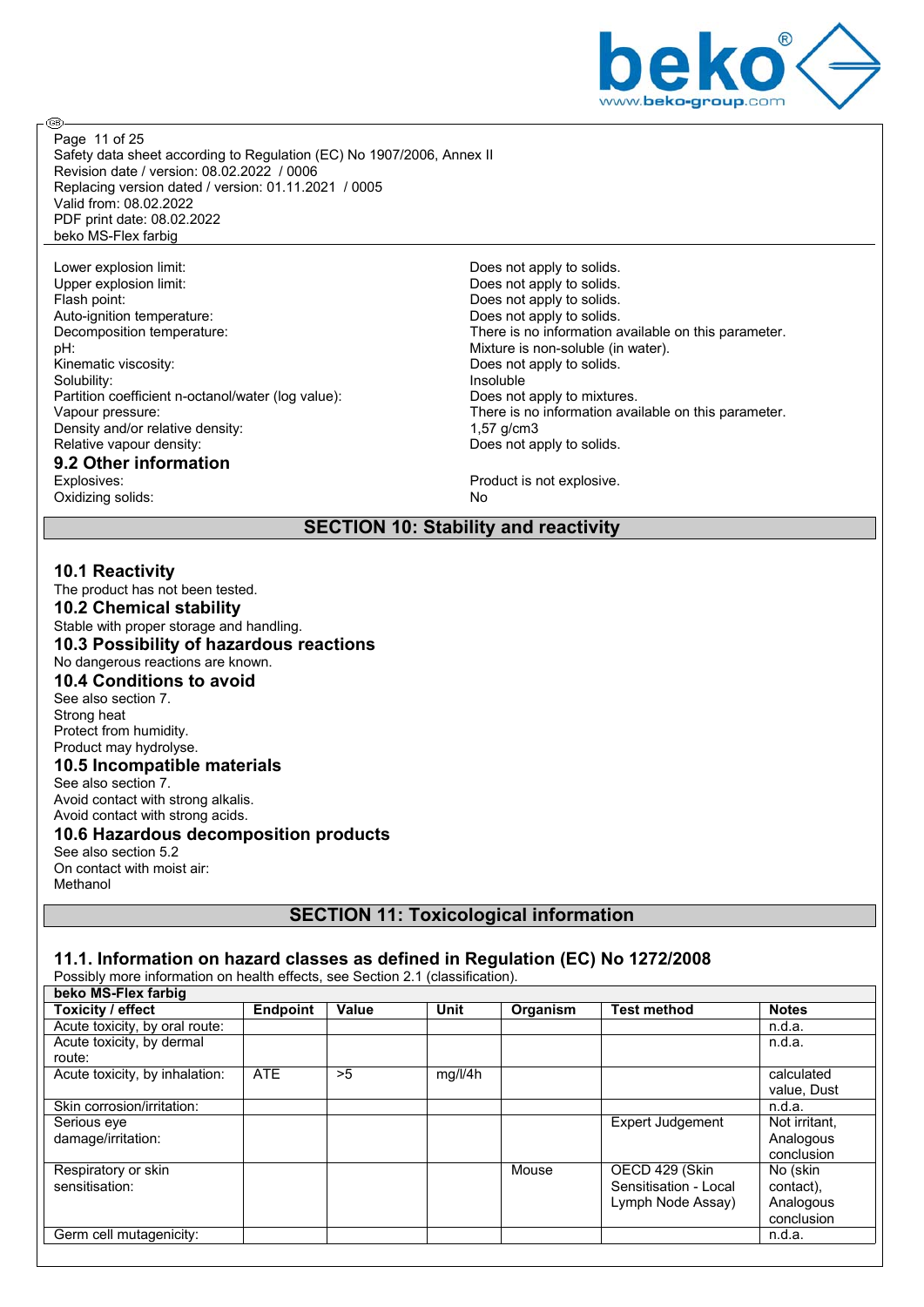Lower explosion limit: Does not apply to solids.
Upper explosion limit: Does not apply to solids.
Flash point: Does not apply to solids.
Auto-ignition temperature: Does not apply to solids.
Decomposition temperature: There is no information available on this parameter.
pH: Mixture is non-soluble (in water).
Kinematic viscosity: Does not apply to solids.
Solubility: Insoluble
Partition coefficient n-octanol/water (log value): Does not apply to mixtures.
Vapour pressure: There is no information available on this parameter.
Density and/or relative density: 1,57 g/cm3
Relative vapour density: Does not apply to solids.

### 9.2 Other information

Explosives: Product is not explosive.
Oxidizing solids: No

## SECTION 10: Stability and reactivity

### 10.1 Reactivity

The product has not been tested.

### 10.2 Chemical stability

Stable with proper storage and handling.

### 10.3 Possibility of hazardous reactions

No dangerous reactions are known.

### 10.4 Conditions to avoid

See also section 7.
Strong heat
Protect from humidity.
Product may hydrolyse.

### 10.5 Incompatible materials

See also section 7.
Avoid contact with strong alkalis.
Avoid contact with strong acids.

### 10.6 Hazardous decomposition products

See also section 5.2
On contact with moist air:
Methanol

## SECTION 11: Toxicological information

### 11.1. Information on hazard classes as defined in Regulation (EC) No 1272/2008

Possibly more information on health effects, see Section 2.1 (classification).

| beko MS-Flex farbig | | | | | | |
|---|---|---|---|---|---|---|
| **Toxicity / effect** | **Endpoint** | **Value** | **Unit** | **Organism** | **Test method** | **Notes** |
| Acute toxicity, by oral route: | | | | | | n.d.a. |
| Acute toxicity, by dermal route: | | | | | | n.d.a. |
| Acute toxicity, by inhalation: | ATE | >5 | mg/l/4h | | | calculated value, Dust |
| Skin corrosion/irritation: | | | | | | n.d.a. |
| Serious eye damage/irritation: | | | | | Expert Judgement | Not irritant, Analogous conclusion |
| Respiratory or skin sensitisation: | | | | Mouse | OECD 429 (Skin Sensitisation - Local Lymph Node Assay) | No (skin contact), Analogous conclusion |
| Germ cell mutagenicity: | | | | | | n.d.a. |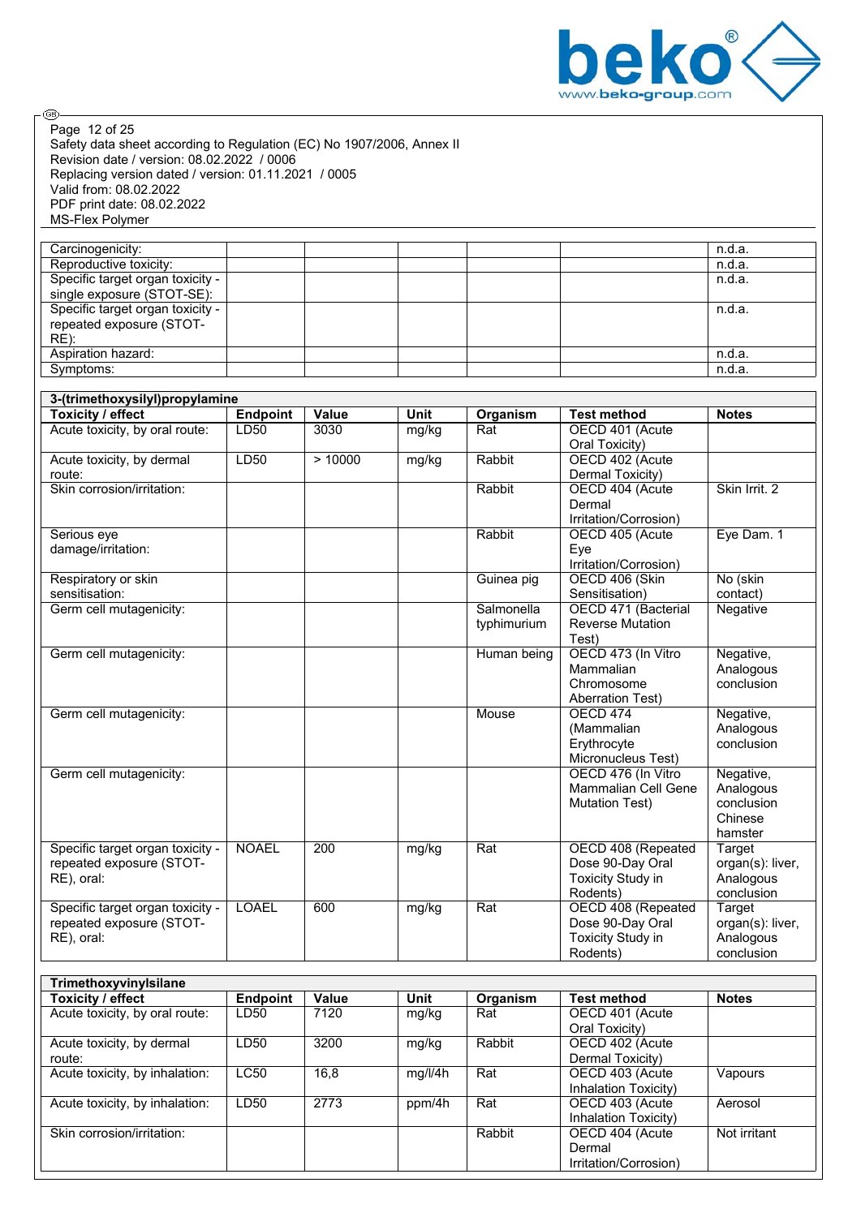Page 12 of 25
Safety data sheet according to Regulation (EC) No 1907/2006, Annex II
Revision date / version: 08.02.2022 / 0006
Replacing version dated / version: 01.11.2021 / 0005
Valid from: 08.02.2022
PDF print date: 08.02.2022
MS-Flex Polymer

| | | | | | | |
|---|---|---|---|---|---|---|
| Carcinogenicity: | | | | | | n.d.a. |
| Reproductive toxicity: | | | | | | n.d.a. |
| Specific target organ toxicity - single exposure (STOT-SE): | | | | | | n.d.a. |
| Specific target organ toxicity - repeated exposure (STOT-RE): | | | | | | n.d.a. |
| Aspiration hazard: | | | | | | n.d.a. |
| Symptoms: | | | | | | n.d.a. |

**3-(trimethoxysilyl)propylamine**

| Toxicity / effect | Endpoint | Value | Unit | Organism | Test method | Notes |
|---|---|---|---|---|---|---|
| Acute toxicity, by oral route: | LD50 | 3030 | mg/kg | Rat | OECD 401 (Acute Oral Toxicity) | |
| Acute toxicity, by dermal route: | LD50 | > 10000 | mg/kg | Rabbit | OECD 402 (Acute Dermal Toxicity) | |
| Skin corrosion/irritation: | | | | Rabbit | OECD 404 (Acute Dermal Irritation/Corrosion) | Skin Irrit. 2 |
| Serious eye damage/irritation: | | | | Rabbit | OECD 405 (Acute Eye Irritation/Corrosion) | Eye Dam. 1 |
| Respiratory or skin sensitisation: | | | | Guinea pig | OECD 406 (Skin Sensitisation) | No (skin contact) |
| Germ cell mutagenicity: | | | | Salmonella typhimurium | OECD 471 (Bacterial Reverse Mutation Test) | Negative |
| Germ cell mutagenicity: | | | | Human being | OECD 473 (In Vitro Mammalian Chromosome Aberration Test) | Negative, Analogous conclusion |
| Germ cell mutagenicity: | | | | Mouse | OECD 474 (Mammalian Erythrocyte Micronucleus Test) | Negative, Analogous conclusion |
| Germ cell mutagenicity: | | | | | OECD 476 (In Vitro Mammalian Cell Gene Mutation Test) | Negative, Analogous conclusion Chinese hamster |
| Specific target organ toxicity - repeated exposure (STOT-RE), oral: | NOAEL | 200 | mg/kg | Rat | OECD 408 (Repeated Dose 90-Day Oral Toxicity Study in Rodents) | Target organ(s): liver, Analogous conclusion |
| Specific target organ toxicity - repeated exposure (STOT-RE), oral: | LOAEL | 600 | mg/kg | Rat | OECD 408 (Repeated Dose 90-Day Oral Toxicity Study in Rodents) | Target organ(s): liver, Analogous conclusion |

**Trimethoxyvinylsilane**

| Toxicity / effect | Endpoint | Value | Unit | Organism | Test method | Notes |
|---|---|---|---|---|---|---|
| Acute toxicity, by oral route: | LD50 | 7120 | mg/kg | Rat | OECD 401 (Acute Oral Toxicity) | |
| Acute toxicity, by dermal route: | LD50 | 3200 | mg/kg | Rabbit | OECD 402 (Acute Dermal Toxicity) | |
| Acute toxicity, by inhalation: | LC50 | 16,8 | mg/l/4h | Rat | OECD 403 (Acute Inhalation Toxicity) | Vapours |
| Acute toxicity, by inhalation: | LD50 | 2773 | ppm/4h | Rat | OECD 403 (Acute Inhalation Toxicity) | Aerosol |
| Skin corrosion/irritation: | | | | Rabbit | OECD 404 (Acute Dermal Irritation/Corrosion) | Not irritant |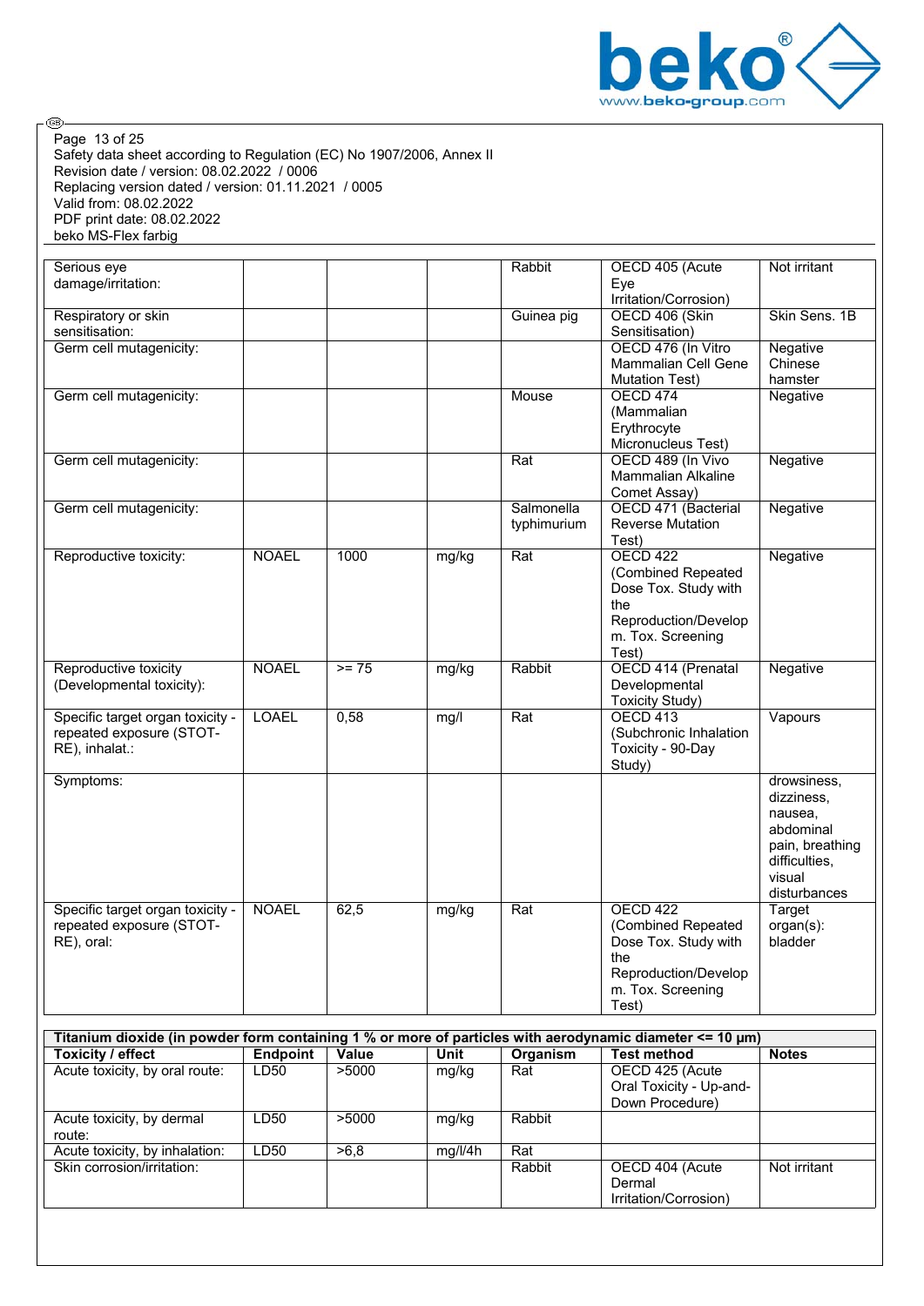Safety data sheet according to Regulation (EC) No 1907/2006, Annex II
Revision date / version: 08.02.2022 / 0006
Replacing version dated / version: 01.11.2021 / 0005
Valid from: 08.02.2022
PDF print date: 08.02.2022
beko MS-Flex farbig

| | | | | | | |
|---|---|---|---|---|---|---|
| Serious eye damage/irritation: | | | | Rabbit | OECD 405 (Acute Eye Irritation/Corrosion) | Not irritant |
| Respiratory or skin sensitisation: | | | | Guinea pig | OECD 406 (Skin Sensitisation) | Skin Sens. 1B |
| Germ cell mutagenicity: | | | | | OECD 476 (In Vitro Mammalian Cell Gene Mutation Test) | Negative Chinese hamster |
| Germ cell mutagenicity: | | | | Mouse | OECD 474 (Mammalian Erythrocyte Micronucleus Test) | Negative |
| Germ cell mutagenicity: | | | | Rat | OECD 489 (In Vivo Mammalian Alkaline Comet Assay) | Negative |
| Germ cell mutagenicity: | | | | Salmonella typhimurium | OECD 471 (Bacterial Reverse Mutation Test) | Negative |
| Reproductive toxicity: | NOAEL | 1000 | mg/kg | Rat | OECD 422 (Combined Repeated Dose Tox. Study with the Reproduction/Develop m. Tox. Screening Test) | Negative |
| Reproductive toxicity (Developmental toxicity): | NOAEL | >= 75 | mg/kg | Rabbit | OECD 414 (Prenatal Developmental Toxicity Study) | Negative |
| Specific target organ toxicity - repeated exposure (STOT-RE), inhalat.: | LOAEL | 0,58 | mg/l | Rat | OECD 413 (Subchronic Inhalation Toxicity - 90-Day Study) | Vapours |
| Symptoms: | | | | | | drowsiness, dizziness, nausea, abdominal pain, breathing difficulties, visual disturbances |
| Specific target organ toxicity - repeated exposure (STOT-RE), oral: | NOAEL | 62,5 | mg/kg | Rat | OECD 422 (Combined Repeated Dose Tox. Study with the Reproduction/Develop m. Tox. Screening Test) | Target organ(s): bladder |

| Titanium dioxide (in powder form containing 1 % or more of particles with aerodynamic diameter <= 10 µm) | | | | | | |
|---|---|---|---|---|---|---|
| **Toxicity / effect** | **Endpoint** | **Value** | **Unit** | **Organism** | **Test method** | **Notes** |
| Acute toxicity, by oral route: | LD50 | >5000 | mg/kg | Rat | OECD 425 (Acute Oral Toxicity - Up-and-Down Procedure) | |
| Acute toxicity, by dermal route: | LD50 | >5000 | mg/kg | Rabbit | | |
| Acute toxicity, by inhalation: | LD50 | >6,8 | mg/l/4h | Rat | | |
| Skin corrosion/irritation: | | | | Rabbit | OECD 404 (Acute Dermal Irritation/Corrosion) | Not irritant |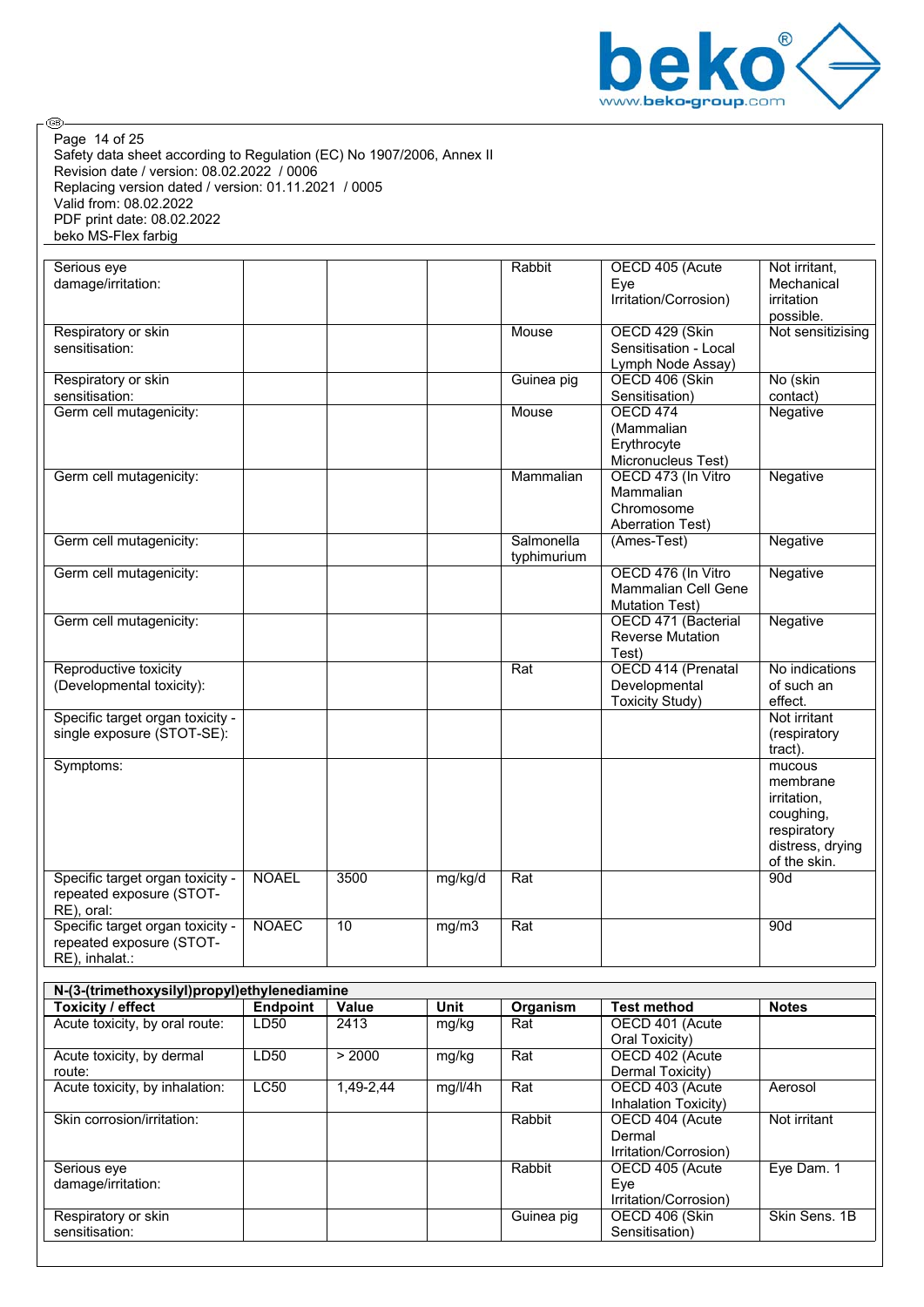| | | | | | | |
|---|---|---|---|---|---|---|
| Serious eye damage/irritation: | | | | Rabbit | OECD 405 (Acute Eye Irritation/Corrosion) | Not irritant, Mechanical irritation possible. |
| Respiratory or skin sensitisation: | | | | Mouse | OECD 429 (Skin Sensitisation - Local Lymph Node Assay) | Not sensitizising |
| Respiratory or skin sensitisation: | | | | Guinea pig | OECD 406 (Skin Sensitisation) | No (skin contact) |
| Germ cell mutagenicity: | | | | Mouse | OECD 474 (Mammalian Erythrocyte Micronucleus Test) | Negative |
| Germ cell mutagenicity: | | | | Mammalian | OECD 473 (In Vitro Mammalian Chromosome Aberration Test) | Negative |
| Germ cell mutagenicity: | | | | Salmonella typhimurium | (Ames-Test) | Negative |
| Germ cell mutagenicity: | | | | | OECD 476 (In Vitro Mammalian Cell Gene Mutation Test) | Negative |
| Germ cell mutagenicity: | | | | | OECD 471 (Bacterial Reverse Mutation Test) | Negative |
| Reproductive toxicity (Developmental toxicity): | | | | Rat | OECD 414 (Prenatal Developmental Toxicity Study) | No indications of such an effect. |
| Specific target organ toxicity - single exposure (STOT-SE): | | | | | | Not irritant (respiratory tract). |
| Symptoms: | | | | | | mucous membrane irritation, coughing, respiratory distress, drying of the skin. |
| Specific target organ toxicity - repeated exposure (STOT-RE), oral: | NOAEL | 3500 | mg/kg/d | Rat | | 90d |
| Specific target organ toxicity - repeated exposure (STOT-RE), inhalat.: | NOAEC | 10 | mg/m3 | Rat | | 90d |

| N-(3-(trimethoxysilyl)propyl)ethylenediamine | | | | | | |
|---|---|---|---|---|---|---|
| **Toxicity / effect** | **Endpoint** | **Value** | **Unit** | **Organism** | **Test method** | **Notes** |
| Acute toxicity, by oral route: | LD50 | 2413 | mg/kg | Rat | OECD 401 (Acute Oral Toxicity) | |
| Acute toxicity, by dermal route: | LD50 | > 2000 | mg/kg | Rat | OECD 402 (Acute Dermal Toxicity) | |
| Acute toxicity, by inhalation: | LC50 | 1,49-2,44 | mg/l/4h | Rat | OECD 403 (Acute Inhalation Toxicity) | Aerosol |
| Skin corrosion/irritation: | | | | Rabbit | OECD 404 (Acute Dermal Irritation/Corrosion) | Not irritant |
| Serious eye damage/irritation: | | | | Rabbit | OECD 405 (Acute Eye Irritation/Corrosion) | Eye Dam. 1 |
| Respiratory or skin sensitisation: | | | | Guinea pig | OECD 406 (Skin Sensitisation) | Skin Sens. 1B |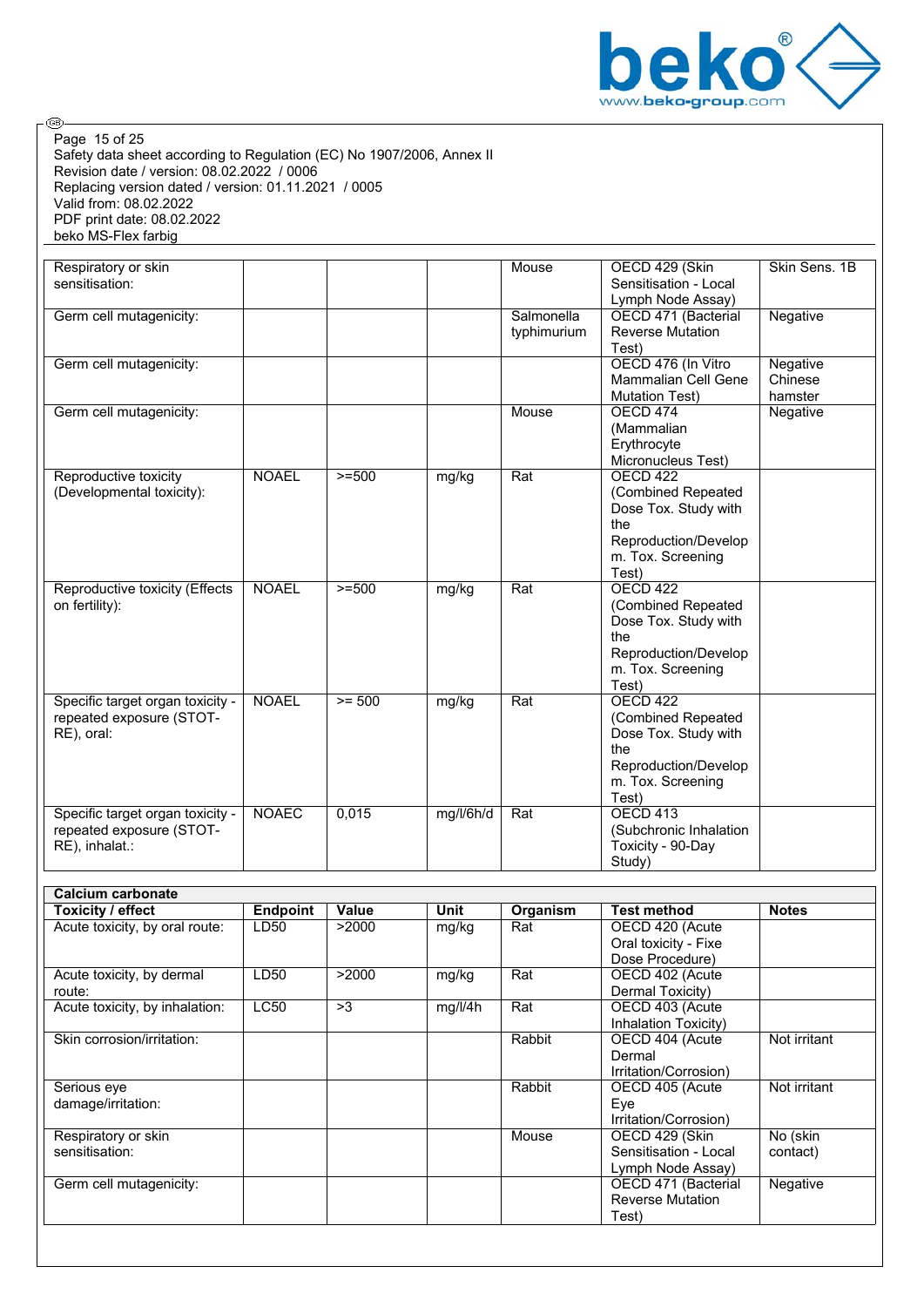| | | | | | | |
|---|---|---|---|---|---|---|
| Respiratory or skin sensitisation: | | | | Mouse | OECD 429 (Skin Sensitisation - Local Lymph Node Assay) | Skin Sens. 1B |
| Germ cell mutagenicity: | | | | Salmonella typhimurium | OECD 471 (Bacterial Reverse Mutation Test) | Negative |
| Germ cell mutagenicity: | | | | | OECD 476 (In Vitro Mammalian Cell Gene Mutation Test) | Negative Chinese hamster |
| Germ cell mutagenicity: | | | | Mouse | OECD 474 (Mammalian Erythrocyte Micronucleus Test) | Negative |
| Reproductive toxicity (Developmental toxicity): | NOAEL | >=500 | mg/kg | Rat | OECD 422 (Combined Repeated Dose Tox. Study with the Reproduction/Developm. Tox. Screening Test) | |
| Reproductive toxicity (Effects on fertility): | NOAEL | >=500 | mg/kg | Rat | OECD 422 (Combined Repeated Dose Tox. Study with the Reproduction/Developm. Tox. Screening Test) | |
| Specific target organ toxicity - repeated exposure (STOT-RE), oral: | NOAEL | >= 500 | mg/kg | Rat | OECD 422 (Combined Repeated Dose Tox. Study with the Reproduction/Developm. Tox. Screening Test) | |
| Specific target organ toxicity - repeated exposure (STOT-RE), inhalat.: | NOAEC | 0,015 | mg/l/6h/d | Rat | OECD 413 (Subchronic Inhalation Toxicity - 90-Day Study) | |

| **Calcium carbonate** | | | | | | |
|---|---|---|---|---|---|---|
| **Toxicity / effect** | **Endpoint** | **Value** | **Unit** | **Organism** | **Test method** | **Notes** |
| Acute toxicity, by oral route: | LD50 | >2000 | mg/kg | Rat | OECD 420 (Acute Oral toxicity - Fixe Dose Procedure) | |
| Acute toxicity, by dermal route: | LD50 | >2000 | mg/kg | Rat | OECD 402 (Acute Dermal Toxicity) | |
| Acute toxicity, by inhalation: | LC50 | >3 | mg/l/4h | Rat | OECD 403 (Acute Inhalation Toxicity) | |
| Skin corrosion/irritation: | | | | Rabbit | OECD 404 (Acute Dermal Irritation/Corrosion) | Not irritant |
| Serious eye damage/irritation: | | | | Rabbit | OECD 405 (Acute Eye Irritation/Corrosion) | Not irritant |
| Respiratory or skin sensitisation: | | | | Mouse | OECD 429 (Skin Sensitisation - Local Lymph Node Assay) | No (skin contact) |
| Germ cell mutagenicity: | | | | | OECD 471 (Bacterial Reverse Mutation Test) | Negative |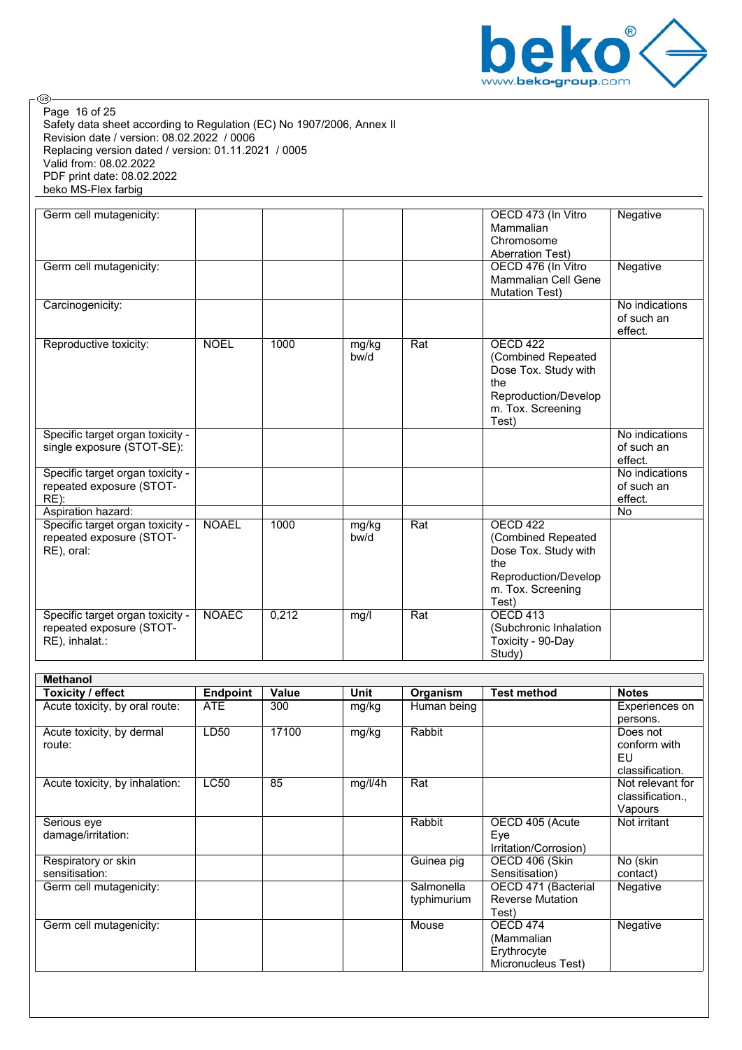| Germ cell mutagenicity: | | | | | OECD 473 (In Vitro Mammalian Chromosome Aberration Test) | Negative |
|---|---|---|---|---|---|---|
| Germ cell mutagenicity: | | | | | OECD 476 (In Vitro Mammalian Cell Gene Mutation Test) | Negative |
| Carcinogenicity: | | | | | | No indications of such an effect. |
| Reproductive toxicity: | NOEL | 1000 | mg/kg bw/d | Rat | OECD 422 (Combined Repeated Dose Tox. Study with the Reproduction/Develop m. Tox. Screening Test) | |
| Specific target organ toxicity - single exposure (STOT-SE): | | | | | | No indications of such an effect. |
| Specific target organ toxicity - repeated exposure (STOT-RE): | | | | | | No indications of such an effect. |
| Aspiration hazard: | | | | | | No |
| Specific target organ toxicity - repeated exposure (STOT-RE), oral: | NOAEL | 1000 | mg/kg bw/d | Rat | OECD 422 (Combined Repeated Dose Tox. Study with the Reproduction/Develop m. Tox. Screening Test) | |
| Specific target organ toxicity - repeated exposure (STOT-RE), inhalat.: | NOAEC | 0,212 | mg/l | Rat | OECD 413 (Subchronic Inhalation Toxicity - 90-Day Study) | |

**Methanol**

| Toxicity / effect | Endpoint | Value | Unit | Organism | Test method | Notes |
|---|---|---|---|---|---|---|
| Acute toxicity, by oral route: | ATE | 300 | mg/kg | Human being | | Experiences on persons. |
| Acute toxicity, by dermal route: | LD50 | 17100 | mg/kg | Rabbit | | Does not conform with EU classification. |
| Acute toxicity, by inhalation: | LC50 | 85 | mg/l/4h | Rat | | Not relevant for classification., Vapours |
| Serious eye damage/irritation: | | | | Rabbit | OECD 405 (Acute Eye Irritation/Corrosion) | Not irritant |
| Respiratory or skin sensitisation: | | | | Guinea pig | OECD 406 (Skin Sensitisation) | No (skin contact) |
| Germ cell mutagenicity: | | | | Salmonella typhimurium | OECD 471 (Bacterial Reverse Mutation Test) | Negative |
| Germ cell mutagenicity: | | | | Mouse | OECD 474 (Mammalian Erythrocyte Micronucleus Test) | Negative |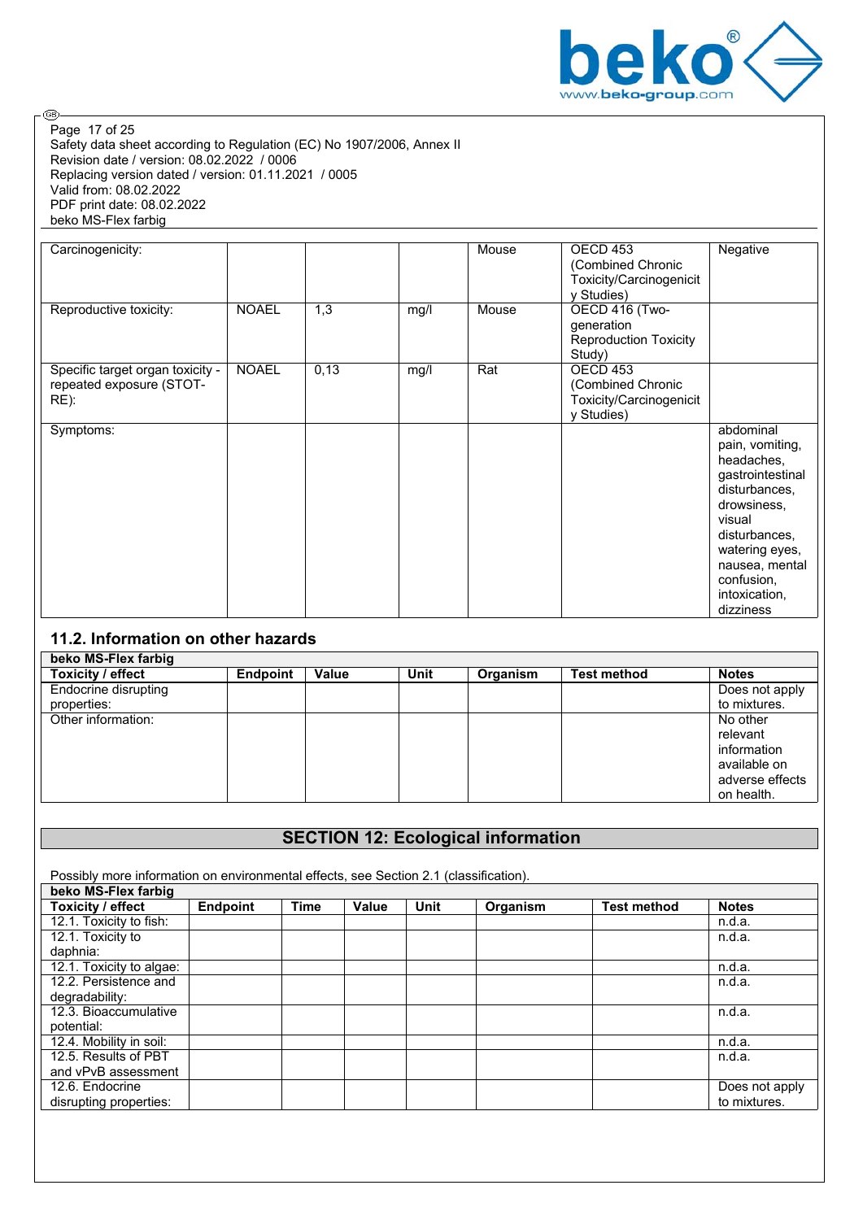Safety data sheet according to Regulation (EC) No 1907/2006, Annex II
Revision date / version: 08.02.2022 / 0006
Replacing version dated / version: 01.11.2021 / 0005
Valid from: 08.02.2022
PDF print date: 08.02.2022
beko MS-Flex farbig

| | | | | | | |
|---|---|---|---|---|---|---|
| Carcinogenicity: | | | | Mouse | OECD 453 (Combined Chronic Toxicity/Carcinogenicity Studies) | Negative |
| Reproductive toxicity: | NOAEL | 1,3 | mg/l | Mouse | OECD 416 (Two-generation Reproduction Toxicity Study) | |
| Specific target organ toxicity - repeated exposure (STOT-RE): | NOAEL | 0,13 | mg/l | Rat | OECD 453 (Combined Chronic Toxicity/Carcinogenicity Studies) | |
| Symptoms: | | | | | | abdominal pain, vomiting, headaches, gastrointestinal disturbances, drowsiness, visual disturbances, watering eyes, nausea, mental confusion, intoxication, dizziness |

## 11.2. Information on other hazards

| beko MS-Flex farbig | | | | | | |
|---|---|---|---|---|---|---|
| **Toxicity / effect** | **Endpoint** | **Value** | **Unit** | **Organism** | **Test method** | **Notes** |
| Endocrine disrupting properties: | | | | | | Does not apply to mixtures. |
| Other information: | | | | | | No other relevant information available on adverse effects on health. |

## SECTION 12: Ecological information

Possibly more information on environmental effects, see Section 2.1 (classification).

| beko MS-Flex farbig | | | | | | | |
|---|---|---|---|---|---|---|---|
| **Toxicity / effect** | **Endpoint** | **Time** | **Value** | **Unit** | **Organism** | **Test method** | **Notes** |
| 12.1. Toxicity to fish: | | | | | | | n.d.a. |
| 12.1. Toxicity to daphnia: | | | | | | | n.d.a. |
| 12.1. Toxicity to algae: | | | | | | | n.d.a. |
| 12.2. Persistence and degradability: | | | | | | | n.d.a. |
| 12.3. Bioaccumulative potential: | | | | | | | n.d.a. |
| 12.4. Mobility in soil: | | | | | | | n.d.a. |
| 12.5. Results of PBT and vPvB assessment | | | | | | | n.d.a. |
| 12.6. Endocrine disrupting properties: | | | | | | | Does not apply to mixtures. |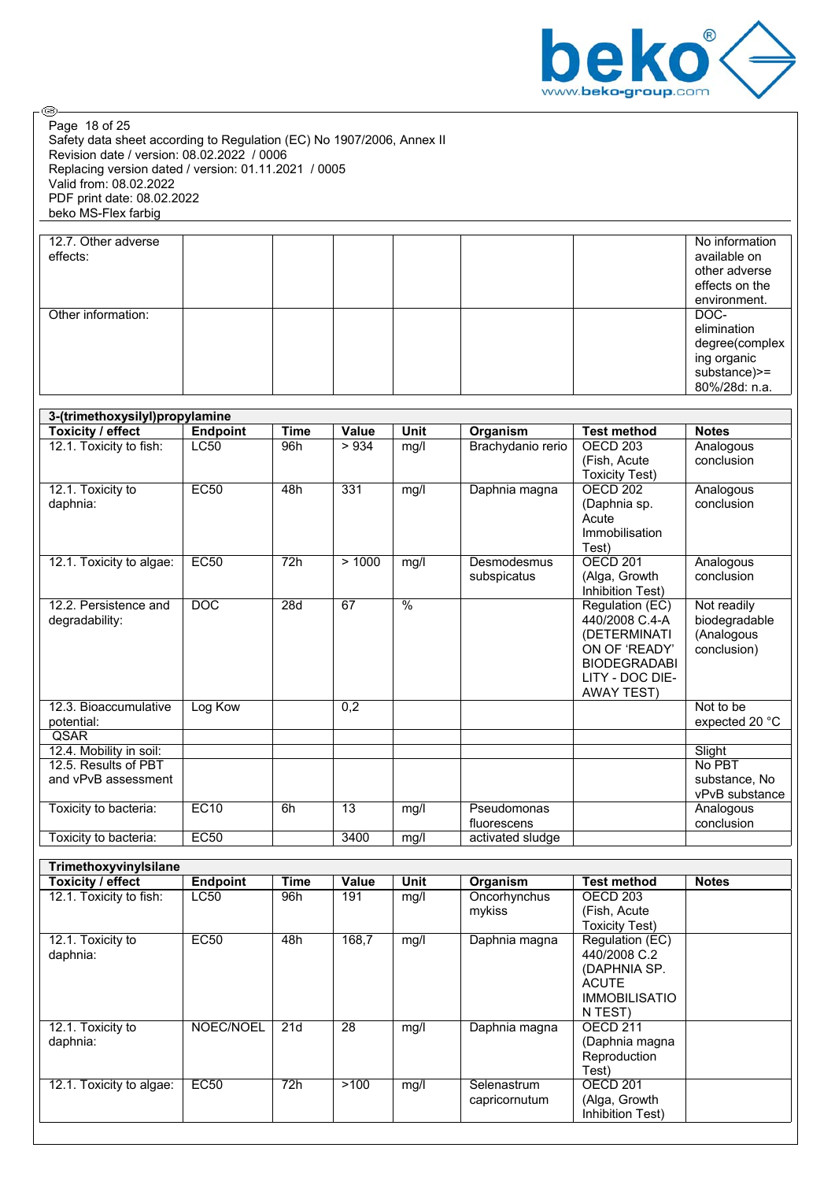Safety data sheet according to Regulation (EC) No 1907/2006, Annex II
Revision date / version: 08.02.2022 / 0006
Replacing version dated / version: 01.11.2021 / 0005
Valid from: 08.02.2022
PDF print date: 08.02.2022
beko MS-Flex farbig

| | | | | | | | |
|---|---|---|---|---|---|---|---|
| 12.7. Other adverse effects: | | | | | | | No information available on other adverse effects on the environment. |
| Other information: | | | | | | | DOC-elimination degree(complexing organic substance)>= 80%/28d: n.a. |

**3-(trimethoxysilyl)propylamine**

| Toxicity / effect | Endpoint | Time | Value | Unit | Organism | Test method | Notes |
|---|---|---|---|---|---|---|---|
| 12.1. Toxicity to fish: | LC50 | 96h | > 934 | mg/l | Brachydanio rerio | OECD 203 (Fish, Acute Toxicity Test) | Analogous conclusion |
| 12.1. Toxicity to daphnia: | EC50 | 48h | 331 | mg/l | Daphnia magna | OECD 202 (Daphnia sp. Acute Immobilisation Test) | Analogous conclusion |
| 12.1. Toxicity to algae: | EC50 | 72h | > 1000 | mg/l | Desmodesmus subspicatus | OECD 201 (Alga, Growth Inhibition Test) | Analogous conclusion |
| 12.2. Persistence and degradability: | DOC | 28d | 67 | % | | Regulation (EC) 440/2008 C.4-A (DETERMINATION OF 'READY' BIODEGRADABILITY - DOC DIE-AWAY TEST) | Not readily biodegradable (Analogous conclusion) |
| 12.3. Bioaccumulative potential: | Log Kow | | 0,2 | | | | Not to be expected 20 °C |
| QSAR | | | | | | | |
| 12.4. Mobility in soil: | | | | | | | Slight |
| 12.5. Results of PBT and vPvB assessment | | | | | | | No PBT substance, No vPvB substance |
| Toxicity to bacteria: | EC10 | 6h | 13 | mg/l | Pseudomonas fluorescens | | Analogous conclusion |
| Toxicity to bacteria: | EC50 | | 3400 | mg/l | activated sludge | | |

**Trimethoxyvinylsilane**

| Toxicity / effect | Endpoint | Time | Value | Unit | Organism | Test method | Notes |
|---|---|---|---|---|---|---|---|
| 12.1. Toxicity to fish: | LC50 | 96h | 191 | mg/l | Oncorhynchus mykiss | OECD 203 (Fish, Acute Toxicity Test) | |
| 12.1. Toxicity to daphnia: | EC50 | 48h | 168,7 | mg/l | Daphnia magna | Regulation (EC) 440/2008 C.2 (DAPHNIA SP. ACUTE IMMOBILISATION TEST) | |
| 12.1. Toxicity to daphnia: | NOEC/NOEL | 21d | 28 | mg/l | Daphnia magna | OECD 211 (Daphnia magna Reproduction Test) | |
| 12.1. Toxicity to algae: | EC50 | 72h | >100 | mg/l | Selenastrum capricornutum | OECD 201 (Alga, Growth Inhibition Test) | |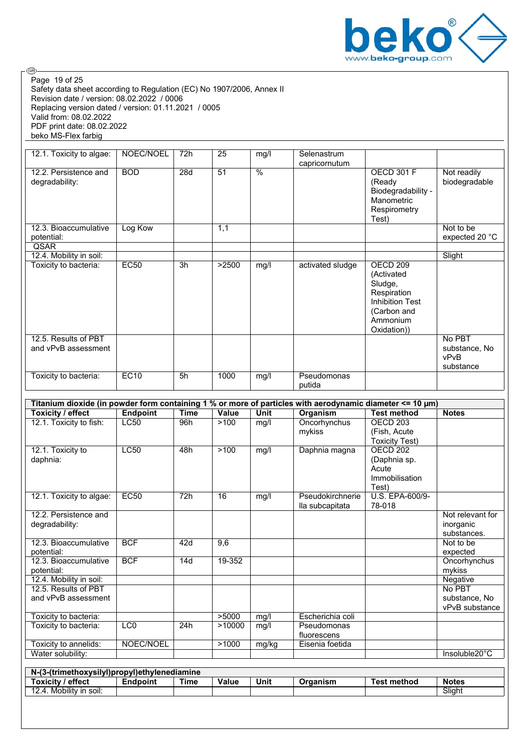Safety data sheet according to Regulation (EC) No 1907/2006, Annex II
Revision date / version: 08.02.2022 / 0006
Replacing version dated / version: 01.11.2021 / 0005
Valid from: 08.02.2022
PDF print date: 08.02.2022
beko MS-Flex farbig

| | | | | | | | |
|---|---|---|---|---|---|---|---|
| 12.1. Toxicity to algae: | NOEC/NOEL | 72h | 25 | mg/l | Selenastrum capricornutum | | |
| 12.2. Persistence and degradability: | BOD | 28d | 51 | % | | OECD 301 F (Ready Biodegradability - Manometric Respirometry Test) | Not readily biodegradable |
| 12.3. Bioaccumulative potential: | Log Kow | | 1,1 | | | | Not to be expected 20 °C |
| QSAR | | | | | | | |
| 12.4. Mobility in soil: | | | | | | | Slight |
| Toxicity to bacteria: | EC50 | 3h | >2500 | mg/l | activated sludge | OECD 209 (Activated Sludge, Respiration Inhibition Test (Carbon and Ammonium Oxidation)) | |
| 12.5. Results of PBT and vPvB assessment | | | | | | | No PBT substance, No vPvB substance |
| Toxicity to bacteria: | EC10 | 5h | 1000 | mg/l | Pseudomonas putida | | |

| Titanium dioxide (in powder form containing 1 % or more of particles with aerodynamic diameter <= 10 µm) | | | | | | | |
|---|---|---|---|---|---|---|---|
| **Toxicity / effect** | **Endpoint** | **Time** | **Value** | **Unit** | **Organism** | **Test method** | **Notes** |
| 12.1. Toxicity to fish: | LC50 | 96h | >100 | mg/l | Oncorhynchus mykiss | OECD 203 (Fish, Acute Toxicity Test) | |
| 12.1. Toxicity to daphnia: | LC50 | 48h | >100 | mg/l | Daphnia magna | OECD 202 (Daphnia sp. Acute Immobilisation Test) | |
| 12.1. Toxicity to algae: | EC50 | 72h | 16 | mg/l | Pseudokirchneriella subcapitata | U.S. EPA-600/9-78-018 | |
| 12.2. Persistence and degradability: | | | | | | | Not relevant for inorganic substances. |
| 12.3. Bioaccumulative potential: | BCF | 42d | 9,6 | | | | Not to be expected |
| 12.3. Bioaccumulative potential: | BCF | 14d | 19-352 | | | | Oncorhynchus mykiss |
| 12.4. Mobility in soil: | | | | | | | Negative |
| 12.5. Results of PBT and vPvB assessment | | | | | | | No PBT substance, No vPvB substance |
| Toxicity to bacteria: | | | >5000 | mg/l | Escherichia coli | | |
| Toxicity to bacteria: | LC0 | 24h | >10000 | mg/l | Pseudomonas fluorescens | | |
| Toxicity to annelids: | NOEC/NOEL | | >1000 | mg/kg | Eisenia foetida | | |
| Water solubility: | | | | | | | Insoluble20°C |

| N-(3-(trimethoxysilyl)propyl)ethylenediamine | | | | | | | |
|---|---|---|---|---|---|---|---|
| **Toxicity / effect** | **Endpoint** | **Time** | **Value** | **Unit** | **Organism** | **Test method** | **Notes** |
| 12.4. Mobility in soil: | | | | | | | Slight |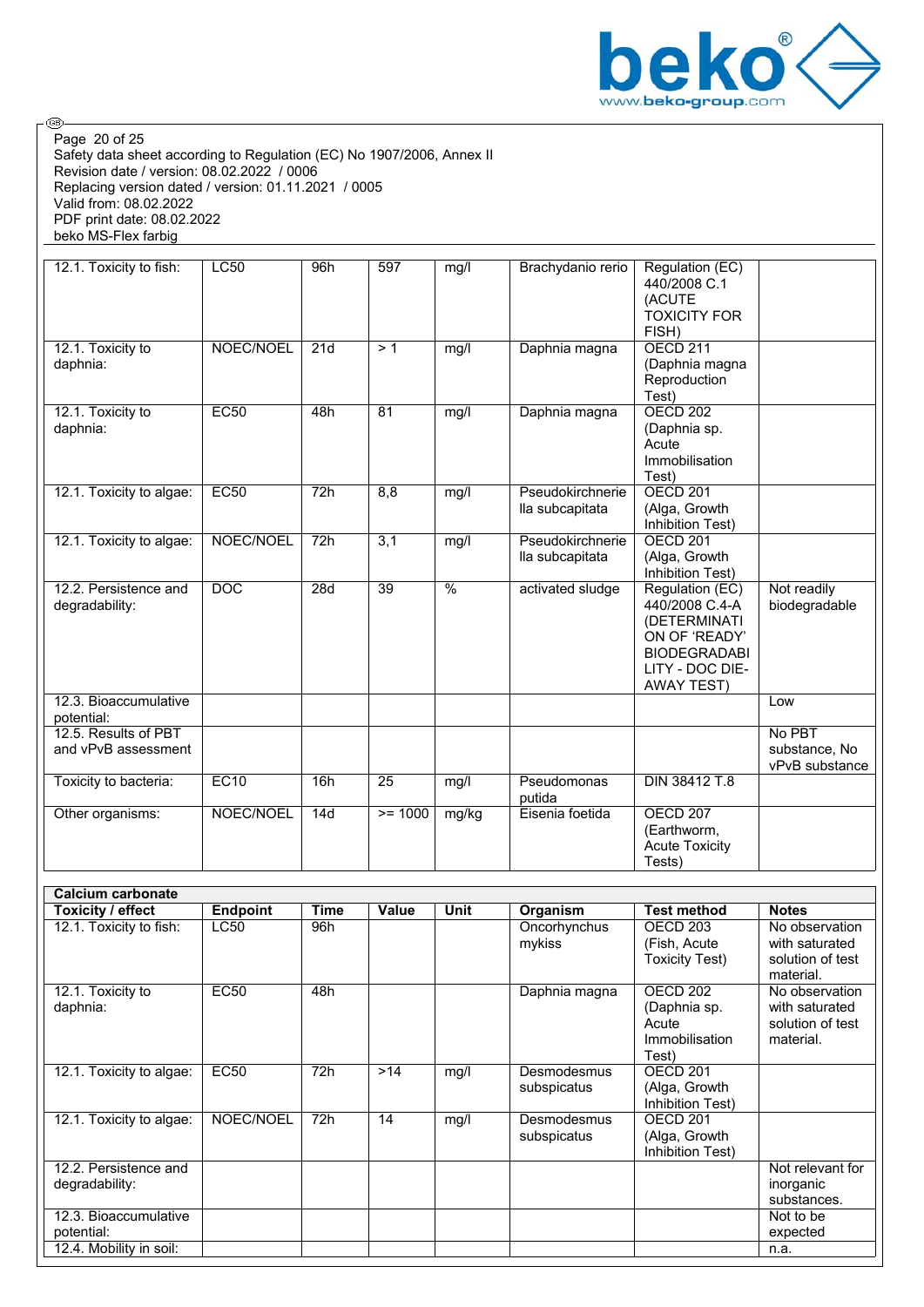| | | | | | | | |
|---|---|---|---|---|---|---|---|
| 12.1. Toxicity to fish: | LC50 | 96h | 597 | mg/l | Brachydanio rerio | Regulation (EC) 440/2008 C.1 (ACUTE TOXICITY FOR FISH) | |
| 12.1. Toxicity to daphnia: | NOEC/NOEL | 21d | > 1 | mg/l | Daphnia magna | OECD 211 (Daphnia magna Reproduction Test) | |
| 12.1. Toxicity to daphnia: | EC50 | 48h | 81 | mg/l | Daphnia magna | OECD 202 (Daphnia sp. Acute Immobilisation Test) | |
| 12.1. Toxicity to algae: | EC50 | 72h | 8,8 | mg/l | Pseudokirchneriella subcapitata | OECD 201 (Alga, Growth Inhibition Test) | |
| 12.1. Toxicity to algae: | NOEC/NOEL | 72h | 3,1 | mg/l | Pseudokirchneriella subcapitata | OECD 201 (Alga, Growth Inhibition Test) | |
| 12.2. Persistence and degradability: | DOC | 28d | 39 | % | activated sludge | Regulation (EC) 440/2008 C.4-A (DETERMINATION OF 'READY' BIODEGRADABILITY - DOC DIE-AWAY TEST) | Not readily biodegradable |
| 12.3. Bioaccumulative potential: | | | | | | | Low |
| 12.5. Results of PBT and vPvB assessment | | | | | | | No PBT substance, No vPvB substance |
| Toxicity to bacteria: | EC10 | 16h | 25 | mg/l | Pseudomonas putida | DIN 38412 T.8 | |
| Other organisms: | NOEC/NOEL | 14d | >= 1000 | mg/kg | Eisenia foetida | OECD 207 (Earthworm, Acute Toxicity Tests) | |

| **Calcium carbonate** | | | | | | | |
|---|---|---|---|---|---|---|---|
| **Toxicity / effect** | **Endpoint** | **Time** | **Value** | **Unit** | **Organism** | **Test method** | **Notes** |
| 12.1. Toxicity to fish: | LC50 | 96h | | | Oncorhynchus mykiss | OECD 203 (Fish, Acute Toxicity Test) | No observation with saturated solution of test material. |
| 12.1. Toxicity to daphnia: | EC50 | 48h | | | Daphnia magna | OECD 202 (Daphnia sp. Acute Immobilisation Test) | No observation with saturated solution of test material. |
| 12.1. Toxicity to algae: | EC50 | 72h | >14 | mg/l | Desmodesmus subspicatus | OECD 201 (Alga, Growth Inhibition Test) | |
| 12.1. Toxicity to algae: | NOEC/NOEL | 72h | 14 | mg/l | Desmodesmus subspicatus | OECD 201 (Alga, Growth Inhibition Test) | |
| 12.2. Persistence and degradability: | | | | | | | Not relevant for inorganic substances. |
| 12.3. Bioaccumulative potential: | | | | | | | Not to be expected |
| 12.4. Mobility in soil: | | | | | | | n.a. |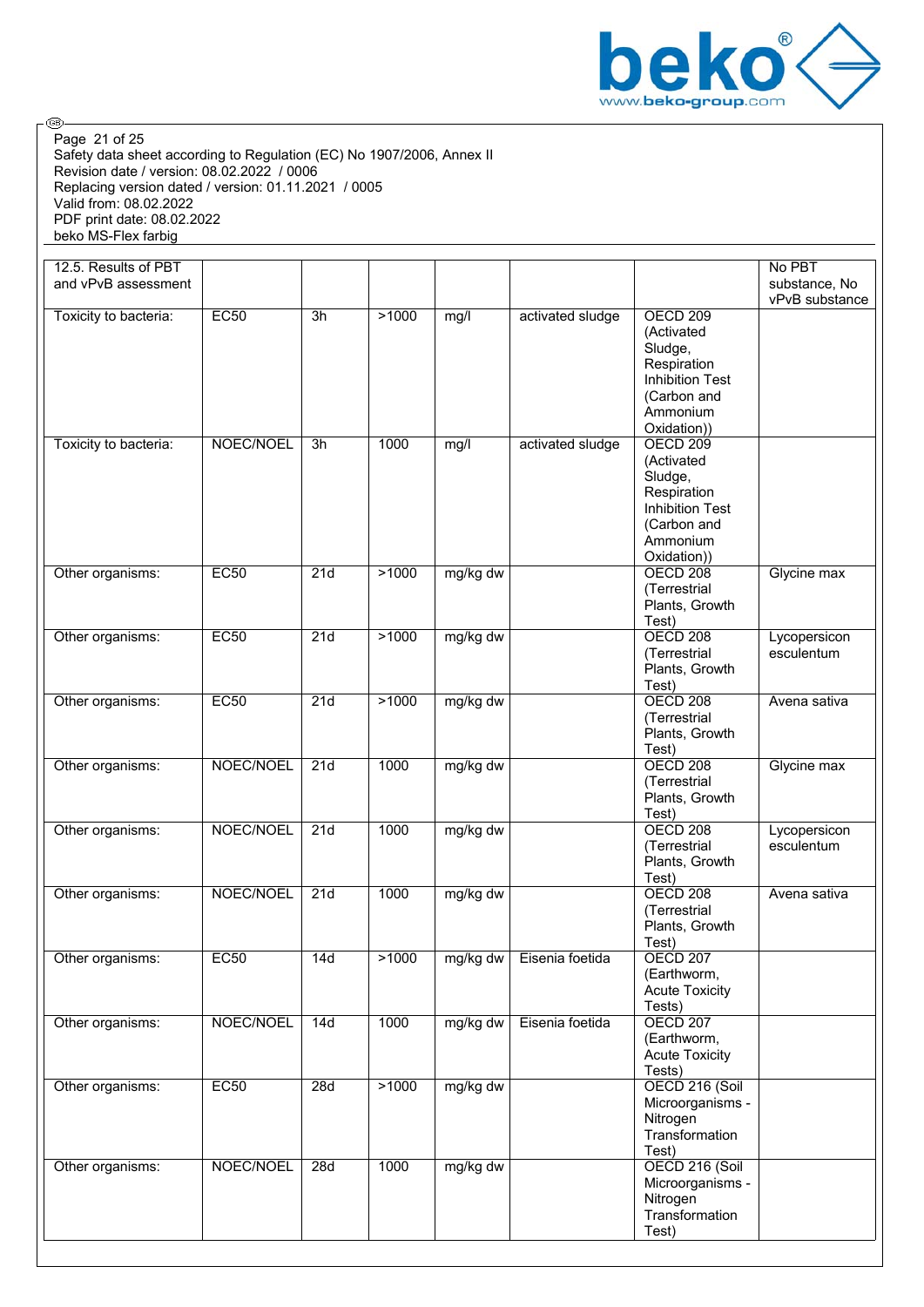| 12.5. Results of PBT and vPvB assessment | | | | | | | No PBT substance, No vPvB substance |
|---|---|---|---|---|---|---|---|
| Toxicity to bacteria: | EC50 | 3h | >1000 | mg/l | activated sludge | OECD 209 (Activated Sludge, Respiration Inhibition Test (Carbon and Ammonium Oxidation)) | |
| Toxicity to bacteria: | NOEC/NOEL | 3h | 1000 | mg/l | activated sludge | OECD 209 (Activated Sludge, Respiration Inhibition Test (Carbon and Ammonium Oxidation)) | |
| Other organisms: | EC50 | 21d | >1000 | mg/kg dw | | OECD 208 (Terrestrial Plants, Growth Test) | Glycine max |
| Other organisms: | EC50 | 21d | >1000 | mg/kg dw | | OECD 208 (Terrestrial Plants, Growth Test) | Lycopersicon esculentum |
| Other organisms: | EC50 | 21d | >1000 | mg/kg dw | | OECD 208 (Terrestrial Plants, Growth Test) | Avena sativa |
| Other organisms: | NOEC/NOEL | 21d | 1000 | mg/kg dw | | OECD 208 (Terrestrial Plants, Growth Test) | Glycine max |
| Other organisms: | NOEC/NOEL | 21d | 1000 | mg/kg dw | | OECD 208 (Terrestrial Plants, Growth Test) | Lycopersicon esculentum |
| Other organisms: | NOEC/NOEL | 21d | 1000 | mg/kg dw | | OECD 208 (Terrestrial Plants, Growth Test) | Avena sativa |
| Other organisms: | EC50 | 14d | >1000 | mg/kg dw | Eisenia foetida | OECD 207 (Earthworm, Acute Toxicity Tests) | |
| Other organisms: | NOEC/NOEL | 14d | 1000 | mg/kg dw | Eisenia foetida | OECD 207 (Earthworm, Acute Toxicity Tests) | |
| Other organisms: | EC50 | 28d | >1000 | mg/kg dw | | OECD 216 (Soil Microorganisms - Nitrogen Transformation Test) | |
| Other organisms: | NOEC/NOEL | 28d | 1000 | mg/kg dw | | OECD 216 (Soil Microorganisms - Nitrogen Transformation Test) | |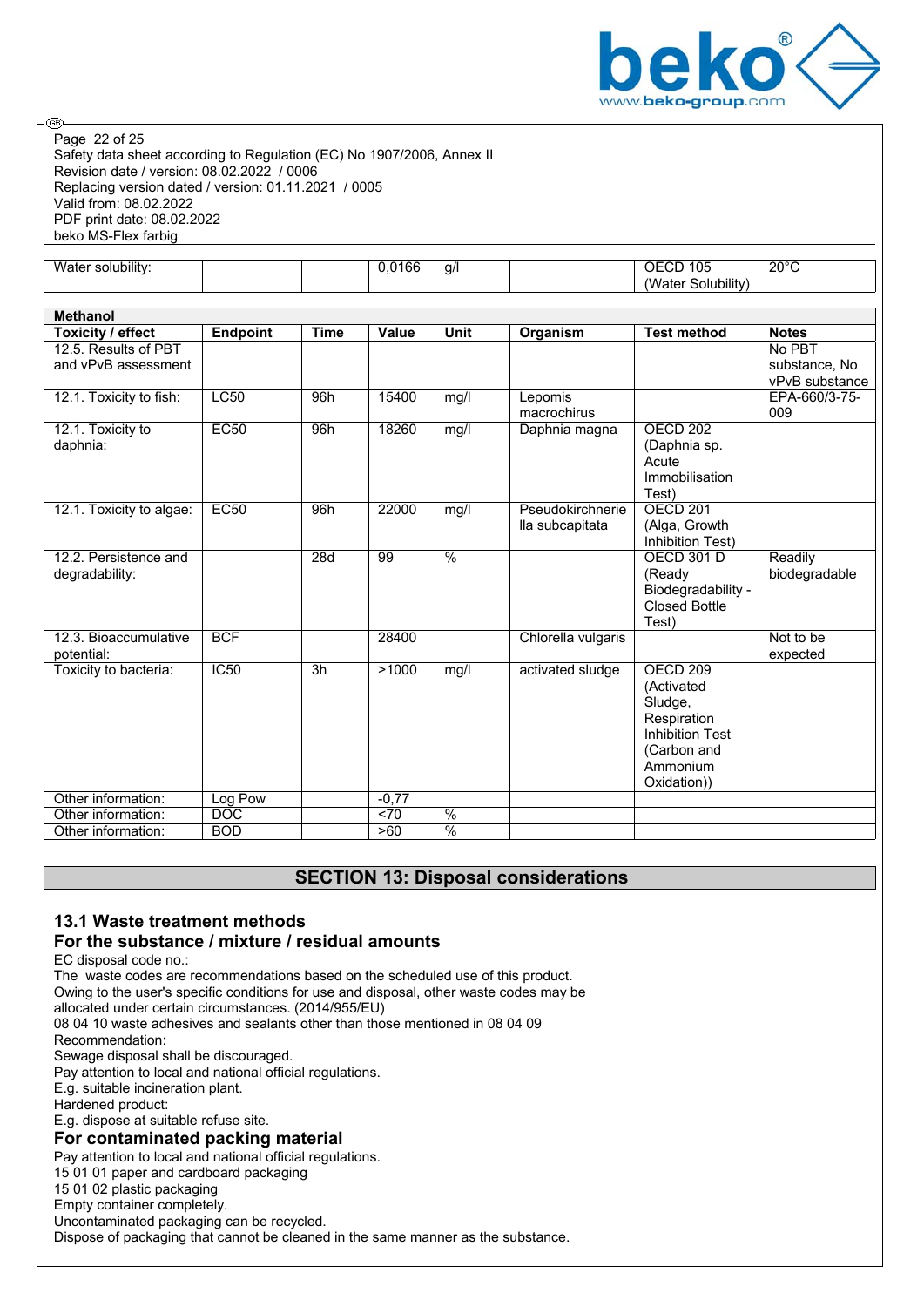| Water solubility: | | | 0,0166 | g/l | | OECD 105 (Water Solubility) | 20°C |
|---|---|---|---|---|---|---|---|

| Methanol | | | | | | | |
|---|---|---|---|---|---|---|---|
| **Toxicity / effect** | **Endpoint** | **Time** | **Value** | **Unit** | **Organism** | **Test method** | **Notes** |
| 12.5. Results of PBT and vPvB assessment | | | | | | | No PBT substance, No vPvB substance |
| 12.1. Toxicity to fish: | LC50 | 96h | 15400 | mg/l | Lepomis macrochirus | | EPA-660/3-75-009 |
| 12.1. Toxicity to daphnia: | EC50 | 96h | 18260 | mg/l | Daphnia magna | OECD 202 (Daphnia sp. Acute Immobilisation Test) | |
| 12.1. Toxicity to algae: | EC50 | 96h | 22000 | mg/l | Pseudokirchneriella subcapitata | OECD 201 (Alga, Growth Inhibition Test) | |
| 12.2. Persistence and degradability: | | 28d | 99 | % | | OECD 301 D (Ready Biodegradability - Closed Bottle Test) | Readily biodegradable |
| 12.3. Bioaccumulative potential: | BCF | | 28400 | | Chlorella vulgaris | | Not to be expected |
| Toxicity to bacteria: | IC50 | 3h | >1000 | mg/l | activated sludge | OECD 209 (Activated Sludge, Respiration Inhibition Test (Carbon and Ammonium Oxidation)) | |
| Other information: | Log Pow | | -0,77 | | | | |
| Other information: | DOC | | <70 | % | | | |
| Other information: | BOD | | >60 | % | | | |

## SECTION 13: Disposal considerations

### 13.1 Waste treatment methods

### For the substance / mixture / residual amounts

EC disposal code no.:
The waste codes are recommendations based on the scheduled use of this product.
Owing to the user's specific conditions for use and disposal, other waste codes may be allocated under certain circumstances. (2014/955/EU)
08 04 10 waste adhesives and sealants other than those mentioned in 08 04 09
Recommendation:
Sewage disposal shall be discouraged.
Pay attention to local and national official regulations.
E.g. suitable incineration plant.
Hardened product:
E.g. dispose at suitable refuse site.

### For contaminated packing material

Pay attention to local and national official regulations.
15 01 01 paper and cardboard packaging
15 01 02 plastic packaging
Empty container completely.
Uncontaminated packaging can be recycled.
Dispose of packaging that cannot be cleaned in the same manner as the substance.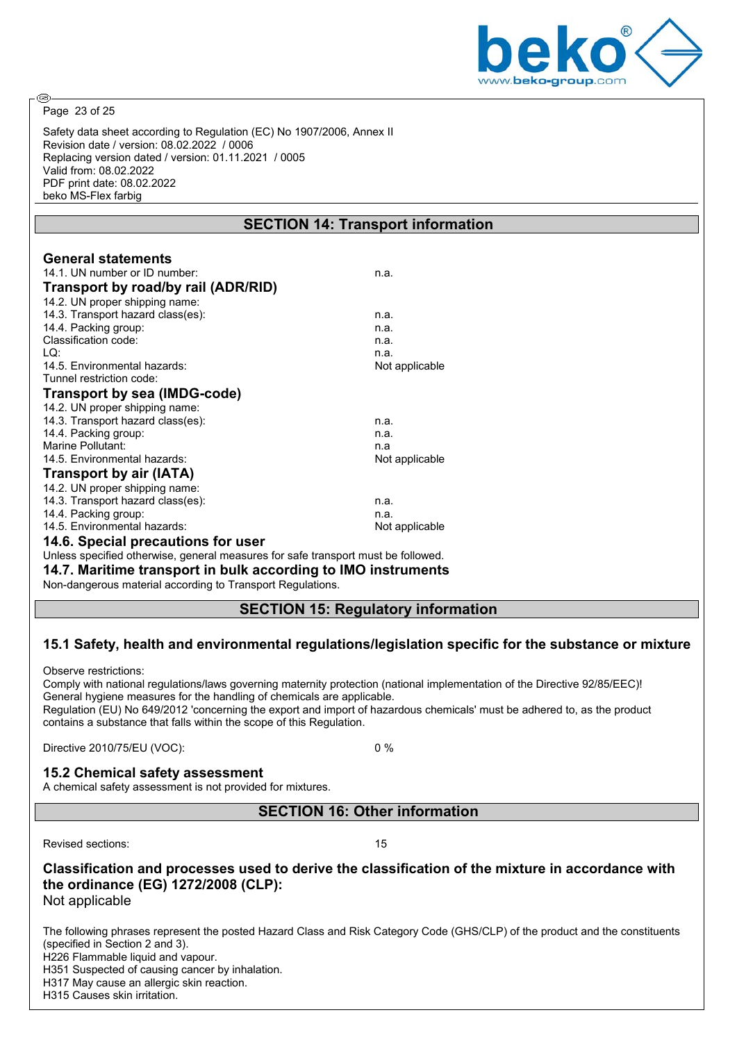Safety data sheet according to Regulation (EC) No 1907/2006, Annex II
Revision date / version: 08.02.2022 / 0006
Replacing version dated / version: 01.11.2021 / 0005
Valid from: 08.02.2022
PDF print date: 08.02.2022
beko MS-Flex farbig

## SECTION 14: Transport information

### General statements

| | |
|---|---|
| 14.1. UN number or ID number: | n.a. |

### Transport by road/by rail (ADR/RID)

| | |
|---|---|
| 14.2. UN proper shipping name: | |
| 14.3. Transport hazard class(es): | n.a. |
| 14.4. Packing group: | n.a. |
| Classification code: | n.a. |
| LQ: | n.a. |
| 14.5. Environmental hazards: | Not applicable |
| Tunnel restriction code: | |

### Transport by sea (IMDG-code)

| | |
|---|---|
| 14.2. UN proper shipping name: | |
| 14.3. Transport hazard class(es): | n.a. |
| 14.4. Packing group: | n.a. |
| Marine Pollutant: | n.a |
| 14.5. Environmental hazards: | Not applicable |

### Transport by air (IATA)

| | |
|---|---|
| 14.2. UN proper shipping name: | |
| 14.3. Transport hazard class(es): | n.a. |
| 14.4. Packing group: | n.a. |
| 14.5. Environmental hazards: | Not applicable |

### 14.6. Special precautions for user

Unless specified otherwise, general measures for safe transport must be followed.

### 14.7. Maritime transport in bulk according to IMO instruments

Non-dangerous material according to Transport Regulations.

## SECTION 15: Regulatory information

### 15.1 Safety, health and environmental regulations/legislation specific for the substance or mixture

Observe restrictions:
Comply with national regulations/laws governing maternity protection (national implementation of the Directive 92/85/EEC)!
General hygiene measures for the handling of chemicals are applicable.
Regulation (EU) No 649/2012 'concerning the export and import of hazardous chemicals' must be adhered to, as the product contains a substance that falls within the scope of this Regulation.

Directive 2010/75/EU (VOC): 0 %

### 15.2 Chemical safety assessment

A chemical safety assessment is not provided for mixtures.

## SECTION 16: Other information

Revised sections: 15

### Classification and processes used to derive the classification of the mixture in accordance with the ordinance (EG) 1272/2008 (CLP):

Not applicable

The following phrases represent the posted Hazard Class and Risk Category Code (GHS/CLP) of the product and the constituents (specified in Section 2 and 3).
H226 Flammable liquid and vapour.
H351 Suspected of causing cancer by inhalation.
H317 May cause an allergic skin reaction.
H315 Causes skin irritation.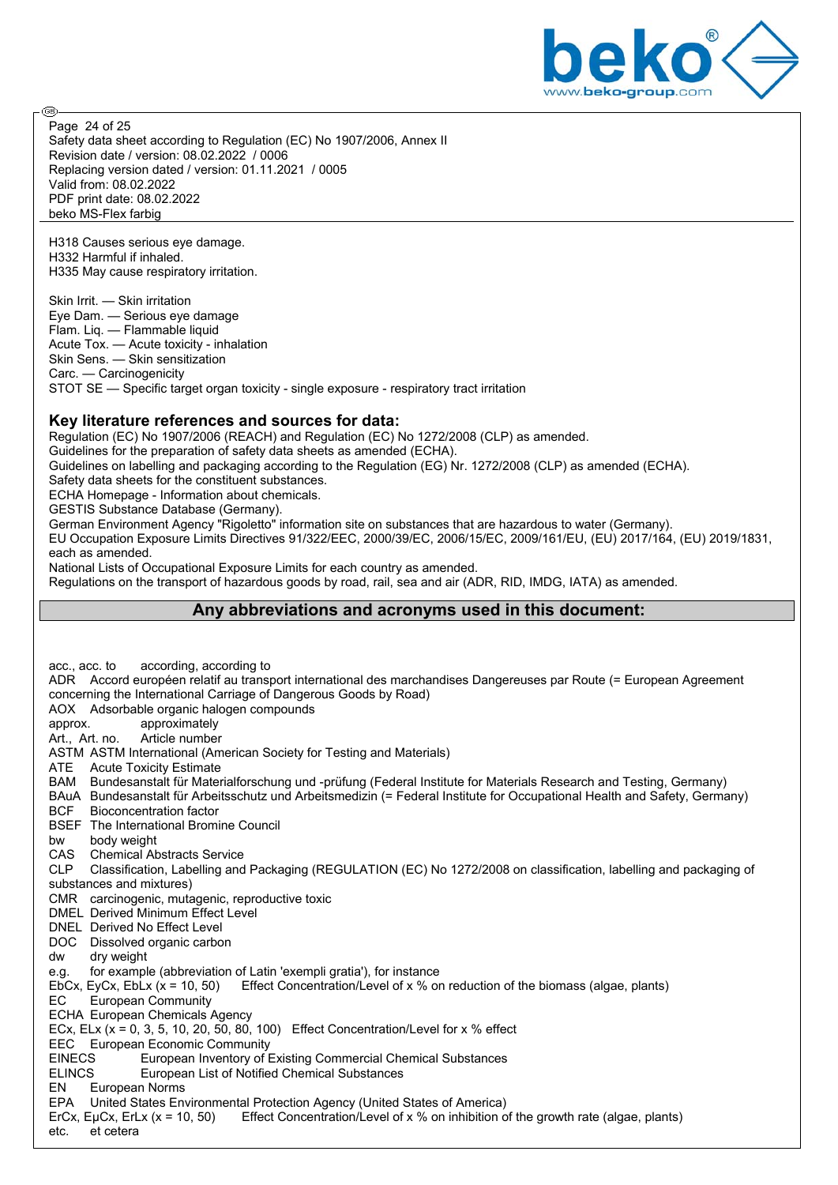H318 Causes serious eye damage.
H332 Harmful if inhaled.
H335 May cause respiratory irritation.

Skin Irrit. — Skin irritation
Eye Dam. — Serious eye damage
Flam. Liq. — Flammable liquid
Acute Tox. — Acute toxicity - inhalation
Skin Sens. — Skin sensitization
Carc. — Carcinogenicity
STOT SE — Specific target organ toxicity - single exposure - respiratory tract irritation

## Key literature references and sources for data:

Regulation (EC) No 1907/2006 (REACH) and Regulation (EC) No 1272/2008 (CLP) as amended.
Guidelines for the preparation of safety data sheets as amended (ECHA).
Guidelines on labelling and packaging according to the Regulation (EG) Nr. 1272/2008 (CLP) as amended (ECHA).
Safety data sheets for the constituent substances.
ECHA Homepage - Information about chemicals.
GESTIS Substance Database (Germany).
German Environment Agency "Rigoletto" information site on substances that are hazardous to water (Germany).
EU Occupation Exposure Limits Directives 91/322/EEC, 2000/39/EC, 2006/15/EC, 2009/161/EU, (EU) 2017/164, (EU) 2019/1831, each as amended.
National Lists of Occupational Exposure Limits for each country as amended.
Regulations on the transport of hazardous goods by road, rail, sea and air (ADR, RID, IMDG, IATA) as amended.

## Any abbreviations and acronyms used in this document:

acc., acc. to according, according to
ADR Accord européen relatif au transport international des marchandises Dangereuses par Route (= European Agreement concerning the International Carriage of Dangerous Goods by Road)
AOX Adsorbable organic halogen compounds
approx. approximately
Art., Art. no. Article number
ASTM ASTM International (American Society for Testing and Materials)
ATE Acute Toxicity Estimate
BAM Bundesanstalt für Materialforschung und -prüfung (Federal Institute for Materials Research and Testing, Germany)
BAuA Bundesanstalt für Arbeitsschutz und Arbeitsmedizin (= Federal Institute for Occupational Health and Safety, Germany)
BCF Bioconcentration factor
BSEF The International Bromine Council
bw body weight
CAS Chemical Abstracts Service
CLP Classification, Labelling and Packaging (REGULATION (EC) No 1272/2008 on classification, labelling and packaging of substances and mixtures)
CMR carcinogenic, mutagenic, reproductive toxic
DMEL Derived Minimum Effect Level
DNEL Derived No Effect Level
DOC Dissolved organic carbon
dw dry weight
e.g. for example (abbreviation of Latin 'exempli gratia'), for instance
EbCx, EyCx, EbLx (x = 10, 50) Effect Concentration/Level of x % on reduction of the biomass (algae, plants)
EC European Community
ECHA European Chemicals Agency
ECx, ELx (x = 0, 3, 5, 10, 20, 50, 80, 100) Effect Concentration/Level for x % effect
EEC European Economic Community
EINECS European Inventory of Existing Commercial Chemical Substances
ELINCS European List of Notified Chemical Substances
EN European Norms
EPA United States Environmental Protection Agency (United States of America)
ErCx, EµCx, ErLx (x = 10, 50) Effect Concentration/Level of x % on inhibition of the growth rate (algae, plants)
etc. et cetera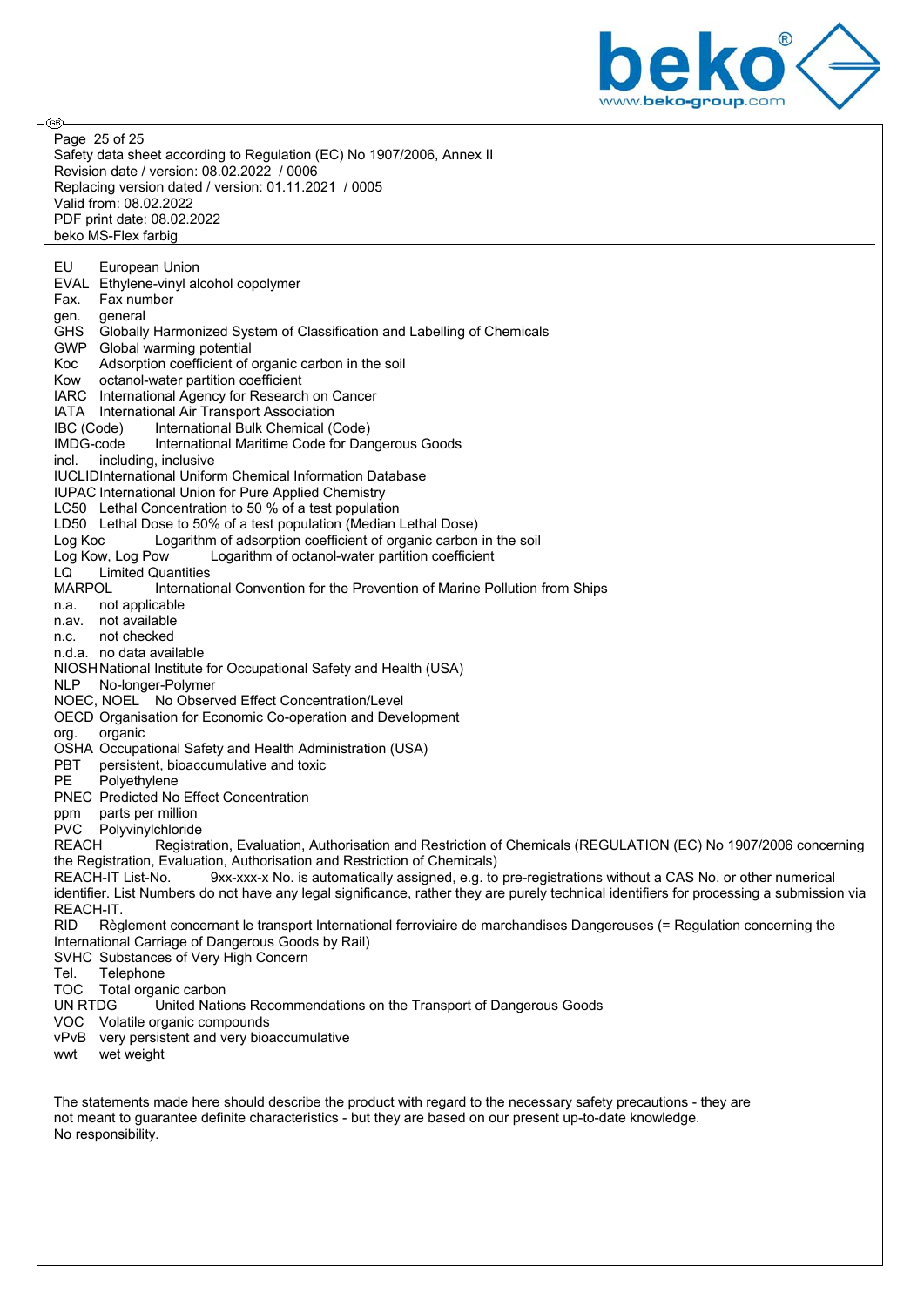Safety data sheet according to Regulation (EC) No 1907/2006, Annex II
Revision date / version: 08.02.2022 / 0006
Replacing version dated / version: 01.11.2021 / 0005
Valid from: 08.02.2022
PDF print date: 08.02.2022
beko MS-Flex farbig

EU European Union
EVAL Ethylene-vinyl alcohol copolymer
Fax. Fax number
gen. general
GHS Globally Harmonized System of Classification and Labelling of Chemicals
GWP Global warming potential
Koc Adsorption coefficient of organic carbon in the soil
Kow octanol-water partition coefficient
IARC International Agency for Research on Cancer
IATA International Air Transport Association
IBC (Code) International Bulk Chemical (Code)
IMDG-code International Maritime Code for Dangerous Goods
incl. including, inclusive
IUCLID International Uniform Chemical Information Database
IUPAC International Union for Pure Applied Chemistry
LC50 Lethal Concentration to 50 % of a test population
LD50 Lethal Dose to 50% of a test population (Median Lethal Dose)
Log Koc Logarithm of adsorption coefficient of organic carbon in the soil
Log Kow, Log Pow Logarithm of octanol-water partition coefficient
LQ Limited Quantities
MARPOL International Convention for the Prevention of Marine Pollution from Ships
n.a. not applicable
n.av. not available
n.c. not checked
n.d.a. no data available
NIOSH National Institute for Occupational Safety and Health (USA)
NLP No-longer-Polymer
NOEC, NOEL No Observed Effect Concentration/Level
OECD Organisation for Economic Co-operation and Development
org. organic
OSHA Occupational Safety and Health Administration (USA)
PBT persistent, bioaccumulative and toxic
PE Polyethylene
PNEC Predicted No Effect Concentration
ppm parts per million
PVC Polyvinylchloride
REACH Registration, Evaluation, Authorisation and Restriction of Chemicals (REGULATION (EC) No 1907/2006 concerning the Registration, Evaluation, Authorisation and Restriction of Chemicals)
REACH-IT List-No. 9xx-xxx-x No. is automatically assigned, e.g. to pre-registrations without a CAS No. or other numerical identifier. List Numbers do not have any legal significance, rather they are purely technical identifiers for processing a submission via REACH-IT.
RID Règlement concernant le transport International ferroviaire de marchandises Dangereuses (= Regulation concerning the International Carriage of Dangerous Goods by Rail)
SVHC Substances of Very High Concern
Tel. Telephone
TOC Total organic carbon
UN RTDG United Nations Recommendations on the Transport of Dangerous Goods
VOC Volatile organic compounds
vPvB very persistent and very bioaccumulative
wwt wet weight

The statements made here should describe the product with regard to the necessary safety precautions - they are not meant to guarantee definite characteristics - but they are based on our present up-to-date knowledge.
No responsibility.